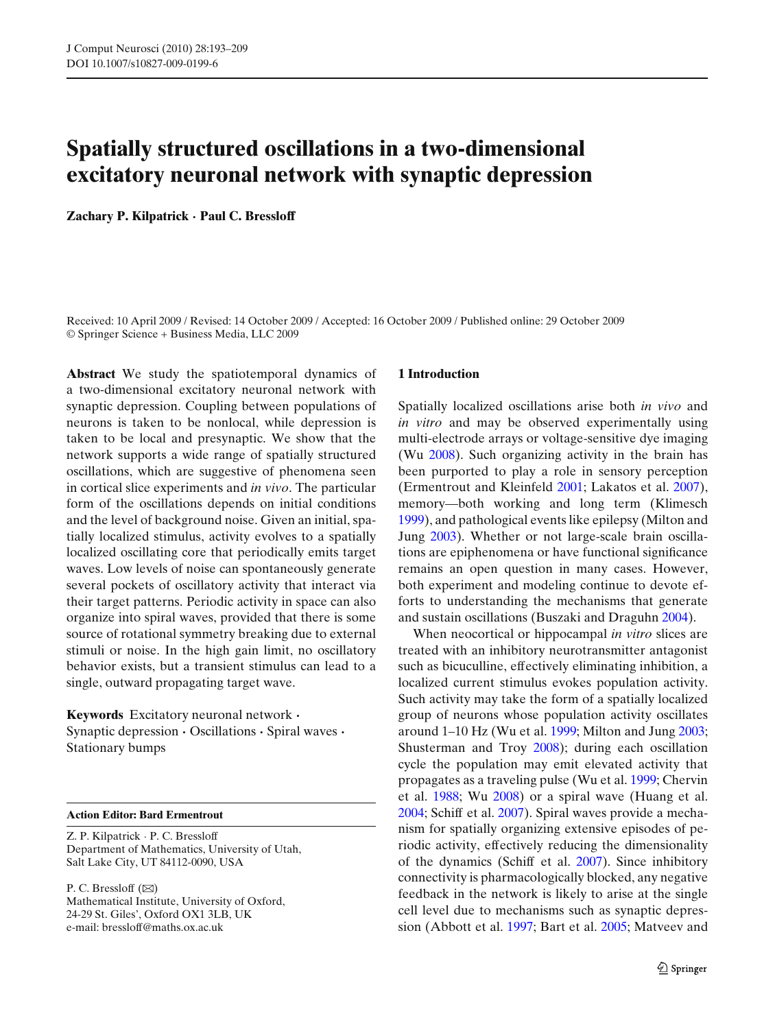# Spatially structured oscillations in a two-dimensional excitatory neuronal network with synaptic depression

**Zachary P. Kilpatrick · Paul C. Bressloff**

Received: 10 April 2009 / Revised: 14 October 2009 / Accepted: 16 October 2009 / Published online: 29 October 2009
© Springer Science + Business Media, LLC 2009

**Abstract** We study the spatiotemporal dynamics of a two-dimensional excitatory neuronal network with synaptic depression. Coupling between populations of neurons is taken to be nonlocal, while depression is taken to be local and presynaptic. We show that the network supports a wide range of spatially structured oscillations, which are suggestive of phenomena seen in cortical slice experiments and *in vivo*. The particular form of the oscillations depends on initial conditions and the level of background noise. Given an initial, spatially localized stimulus, activity evolves to a spatially localized oscillating core that periodically emits target waves. Low levels of noise can spontaneously generate several pockets of oscillatory activity that interact via their target patterns. Periodic activity in space can also organize into spiral waves, provided that there is some source of rotational symmetry breaking due to external stimuli or noise. In the high gain limit, no oscillatory behavior exists, but a transient stimulus can lead to a single, outward propagating target wave.

**Keywords** Excitatory neuronal network · Synaptic depression · Oscillations · Spiral waves · Stationary bumps

**Action Editor: Bard Ermentrout**

Z. P. Kilpatrick · P. C. Bressloff
Department of Mathematics, University of Utah, Salt Lake City, UT 84112-0090, USA

P. C. Bressloff (✉)
Mathematical Institute, University of Oxford, 24-29 St. Giles', Oxford OX1 3LB, UK
e-mail: bressloff@maths.ox.ac.uk

## 1 Introduction

Spatially localized oscillations arise both *in vivo* and *in vitro* and may be observed experimentally using multi-electrode arrays or voltage-sensitive dye imaging (Wu 2008). Such organizing activity in the brain has been purported to play a role in sensory perception (Ermentrout and Kleinfeld 2001; Lakatos et al. 2007), memory—both working and long term (Klimesch 1999), and pathological events like epilepsy (Milton and Jung 2003). Whether or not large-scale brain oscillations are epiphenomena or have functional significance remains an open question in many cases. However, both experiment and modeling continue to devote efforts to understanding the mechanisms that generate and sustain oscillations (Buszaki and Draguhn 2004).

When neocortical or hippocampal *in vitro* slices are treated with an inhibitory neurotransmitter antagonist such as bicuculline, effectively eliminating inhibition, a localized current stimulus evokes population activity. Such activity may take the form of a spatially localized group of neurons whose population activity oscillates around 1–10 Hz (Wu et al. 1999; Milton and Jung 2003; Shusterman and Troy 2008); during each oscillation cycle the population may emit elevated activity that propagates as a traveling pulse (Wu et al. 1999; Chervin et al. 1988; Wu 2008) or a spiral wave (Huang et al. 2004; Schiff et al. 2007). Spiral waves provide a mechanism for spatially organizing extensive episodes of periodic activity, effectively reducing the dimensionality of the dynamics (Schiff et al. 2007). Since inhibitory connectivity is pharmacologically blocked, any negative feedback in the network is likely to arise at the single cell level due to mechanisms such as synaptic depression (Abbott et al. 1997; Bart et al. 2005; Matveev and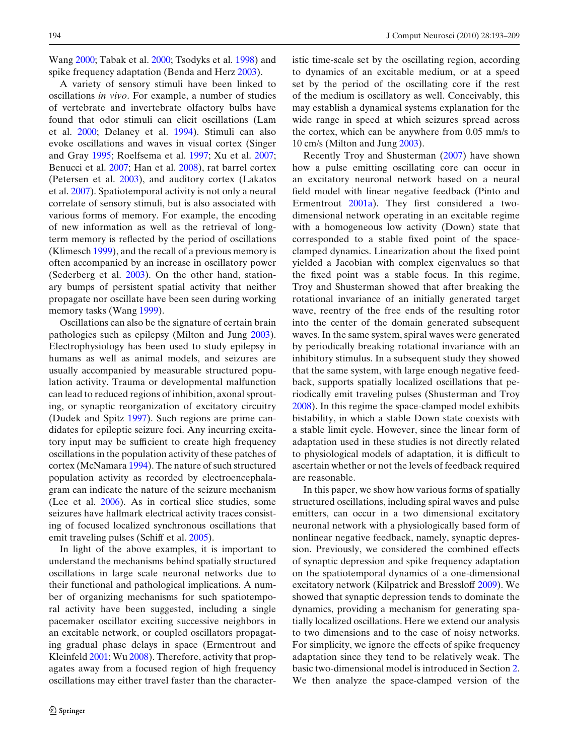Wang 2000; Tabak et al. 2000; Tsodyks et al. 1998) and spike frequency adaptation (Benda and Herz 2003).

A variety of sensory stimuli have been linked to oscillations *in vivo*. For example, a number of studies of vertebrate and invertebrate olfactory bulbs have found that odor stimuli can elicit oscillations (Lam et al. 2000; Delaney et al. 1994). Stimuli can also evoke oscillations and waves in visual cortex (Singer and Gray 1995; Roelfsema et al. 1997; Xu et al. 2007; Benucci et al. 2007; Han et al. 2008), rat barrel cortex (Petersen et al. 2003), and auditory cortex (Lakatos et al. 2007). Spatiotemporal activity is not only a neural correlate of sensory stimuli, but is also associated with various forms of memory. For example, the encoding of new information as well as the retrieval of long-term memory is reflected by the period of oscillations (Klimesch 1999), and the recall of a previous memory is often accompanied by an increase in oscillatory power (Sederberg et al. 2003). On the other hand, stationary bumps of persistent spatial activity that neither propagate nor oscillate have been seen during working memory tasks (Wang 1999).

Oscillations can also be the signature of certain brain pathologies such as epilepsy (Milton and Jung 2003). Electrophysiology has been used to study epilepsy in humans as well as animal models, and seizures are usually accompanied by measurable structured population activity. Trauma or developmental malfunction can lead to reduced regions of inhibition, axonal sprouting, or synaptic reorganization of excitatory circuitry (Dudek and Spitz 1997). Such regions are prime candidates for epileptic seizure foci. Any incurring excitatory input may be sufficient to create high frequency oscillations in the population activity of these patches of cortex (McNamara 1994). The nature of such structured population activity as recorded by electroencephalagram can indicate the nature of the seizure mechanism (Lee et al. 2006). As in cortical slice studies, some seizures have hallmark electrical activity traces consisting of focused localized synchronous oscillations that emit traveling pulses (Schiff et al. 2005).

In light of the above examples, it is important to understand the mechanisms behind spatially structured oscillations in large scale neuronal networks due to their functional and pathological implications. A number of organizing mechanisms for such spatiotemporal activity have been suggested, including a single pacemaker oscillator exciting successive neighbors in an excitable network, or coupled oscillators propagating gradual phase delays in space (Ermentrout and Kleinfeld 2001; Wu 2008). Therefore, activity that propagates away from a focused region of high frequency oscillations may either travel faster than the characteristic time-scale set by the oscillating region, according to dynamics of an excitable medium, or at a speed set by the period of the oscillating core if the rest of the medium is oscillatory as well. Conceivably, this may establish a dynamical systems explanation for the wide range in speed at which seizures spread across the cortex, which can be anywhere from 0.05 mm/s to 10 cm/s (Milton and Jung 2003).

Recently Troy and Shusterman (2007) have shown how a pulse emitting oscillating core can occur in an excitatory neuronal network based on a neural field model with linear negative feedback (Pinto and Ermentrout 2001a). They first considered a two-dimensional network operating in an excitable regime with a homogeneous low activity (Down) state that corresponded to a stable fixed point of the space-clamped dynamics. Linearization about the fixed point yielded a Jacobian with complex eigenvalues so that the fixed point was a stable focus. In this regime, Troy and Shusterman showed that after breaking the rotational invariance of an initially generated target wave, reentry of the free ends of the resulting rotor into the center of the domain generated subsequent waves. In the same system, spiral waves were generated by periodically breaking rotational invariance with an inhibitory stimulus. In a subsequent study they showed that the same system, with large enough negative feedback, supports spatially localized oscillations that periodically emit traveling pulses (Shusterman and Troy 2008). In this regime the space-clamped model exhibits bistability, in which a stable Down state coexists with a stable limit cycle. However, since the linear form of adaptation used in these studies is not directly related to physiological models of adaptation, it is difficult to ascertain whether or not the levels of feedback required are reasonable.

In this paper, we show how various forms of spatially structured oscillations, including spiral waves and pulse emitters, can occur in a two dimensional excitatory neuronal network with a physiologically based form of nonlinear negative feedback, namely, synaptic depression. Previously, we considered the combined effects of synaptic depression and spike frequency adaptation on the spatiotemporal dynamics of a one-dimensional excitatory network (Kilpatrick and Bressloff 2009). We showed that synaptic depression tends to dominate the dynamics, providing a mechanism for generating spatially localized oscillations. Here we extend our analysis to two dimensions and to the case of noisy networks. For simplicity, we ignore the effects of spike frequency adaptation since they tend to be relatively weak. The basic two-dimensional model is introduced in Section 2. We then analyze the space-clamped version of the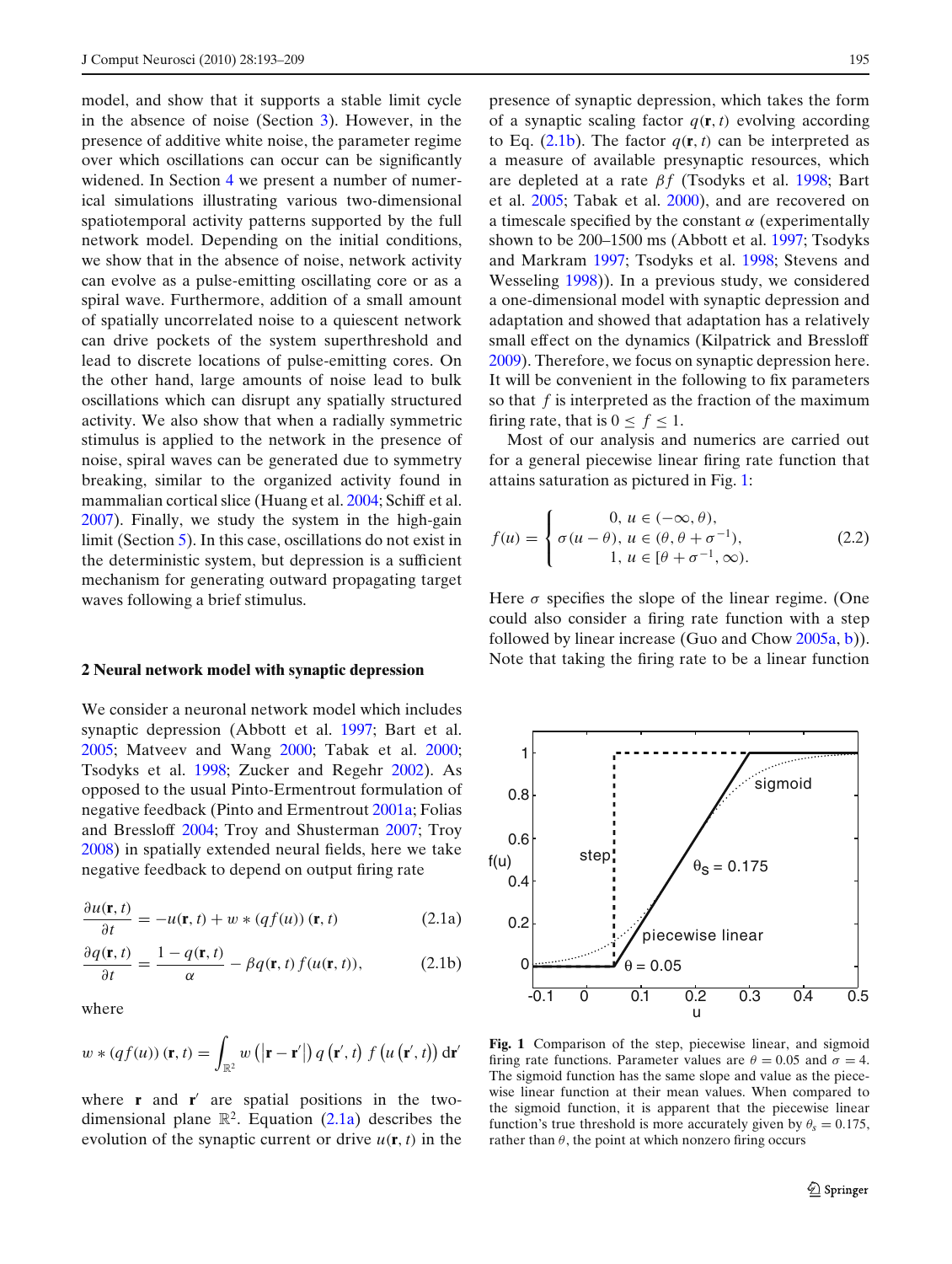model, and show that it supports a stable limit cycle in the absence of noise (Section 3). However, in the presence of additive white noise, the parameter regime over which oscillations can occur can be significantly widened. In Section 4 we present a number of numerical simulations illustrating various two-dimensional spatiotemporal activity patterns supported by the full network model. Depending on the initial conditions, we show that in the absence of noise, network activity can evolve as a pulse-emitting oscillating core or as a spiral wave. Furthermore, addition of a small amount of spatially uncorrelated noise to a quiescent network can drive pockets of the system superthreshold and lead to discrete locations of pulse-emitting cores. On the other hand, large amounts of noise lead to bulk oscillations which can disrupt any spatially structured activity. We also show that when a radially symmetric stimulus is applied to the network in the presence of noise, spiral waves can be generated due to symmetry breaking, similar to the organized activity found in mammalian cortical slice (Huang et al. 2004; Schiff et al. 2007). Finally, we study the system in the high-gain limit (Section 5). In this case, oscillations do not exist in the deterministic system, but depression is a sufficient mechanism for generating outward propagating target waves following a brief stimulus.

## 2 Neural network model with synaptic depression

We consider a neuronal network model which includes synaptic depression (Abbott et al. 1997; Bart et al. 2005; Matveev and Wang 2000; Tabak et al. 2000; Tsodyks et al. 1998; Zucker and Regehr 2002). As opposed to the usual Pinto-Ermentrout formulation of negative feedback (Pinto and Ermentrout 2001a; Folias and Bressloff 2004; Troy and Shusterman 2007; Troy 2008) in spatially extended neural fields, here we take negative feedback to depend on output firing rate

$$\frac{\partial u(\mathbf{r},t)}{\partial t} = -u(\mathbf{r},t) + w * (qf(u))(\mathbf{r},t) \tag{2.1a}$$

$$\frac{\partial q(\mathbf{r},t)}{\partial t} = \frac{1-q(\mathbf{r},t)}{\alpha} - \beta q(\mathbf{r},t) f(u(\mathbf{r},t)), \tag{2.1b}$$

where

$$w * (qf(u))(\mathbf{r},t) = \int_{\mathbb{R}^2} w\left(\left|\mathbf{r}-\mathbf{r}'\right|\right) q\left(\mathbf{r}',t\right) f\left(u\left(\mathbf{r}',t\right)\right) \mathrm{d}\mathbf{r}'$$

where $\mathbf{r}$ and $\mathbf{r}'$ are spatial positions in the two-dimensional plane $\mathbb{R}^2$. Equation (2.1a) describes the evolution of the synaptic current or drive $u(\mathbf{r},t)$ in the presence of synaptic depression, which takes the form of a synaptic scaling factor $q(\mathbf{r},t)$ evolving according to Eq. (2.1b). The factor $q(\mathbf{r},t)$ can be interpreted as a measure of available presynaptic resources, which are depleted at a rate $\beta f$ (Tsodyks et al. 1998; Bart et al. 2005; Tabak et al. 2000), and are recovered on a timescale specified by the constant $\alpha$ (experimentally shown to be 200–1500 ms (Abbott et al. 1997; Tsodyks and Markram 1997; Tsodyks et al. 1998; Stevens and Wesseling 1998)). In a previous study, we considered a one-dimensional model with synaptic depression and adaptation and showed that adaptation has a relatively small effect on the dynamics (Kilpatrick and Bressloff 2009). Therefore, we focus on synaptic depression here. It will be convenient in the following to fix parameters so that $f$ is interpreted as the fraction of the maximum firing rate, that is $0 \leq f \leq 1$.

Most of our analysis and numerics are carried out for a general piecewise linear firing rate function that attains saturation as pictured in Fig. 1:

$$f(u) = \begin{cases} 0, & u \in (-\infty, \theta), \\ \sigma(u-\theta), & u \in (\theta, \theta+\sigma^{-1}), \\ 1, & u \in [\theta+\sigma^{-1}, \infty). \end{cases} \tag{2.2}$$

Here $\sigma$ specifies the slope of the linear regime. (One could also consider a firing rate function with a step followed by linear increase (Guo and Chow 2005a, b)). Note that taking the firing rate to be a linear function

**Fig. 1** Comparison of the step, piecewise linear, and sigmoid firing rate functions. Parameter values are $\theta = 0.05$ and $\sigma = 4$. The sigmoid function has the same slope and value as the piecewise linear function at their mean values. When compared to the sigmoid function, it is apparent that the piecewise linear function's true threshold is more accurately given by $\theta_s = 0.175$, rather than $\theta$, the point at which nonzero firing occurs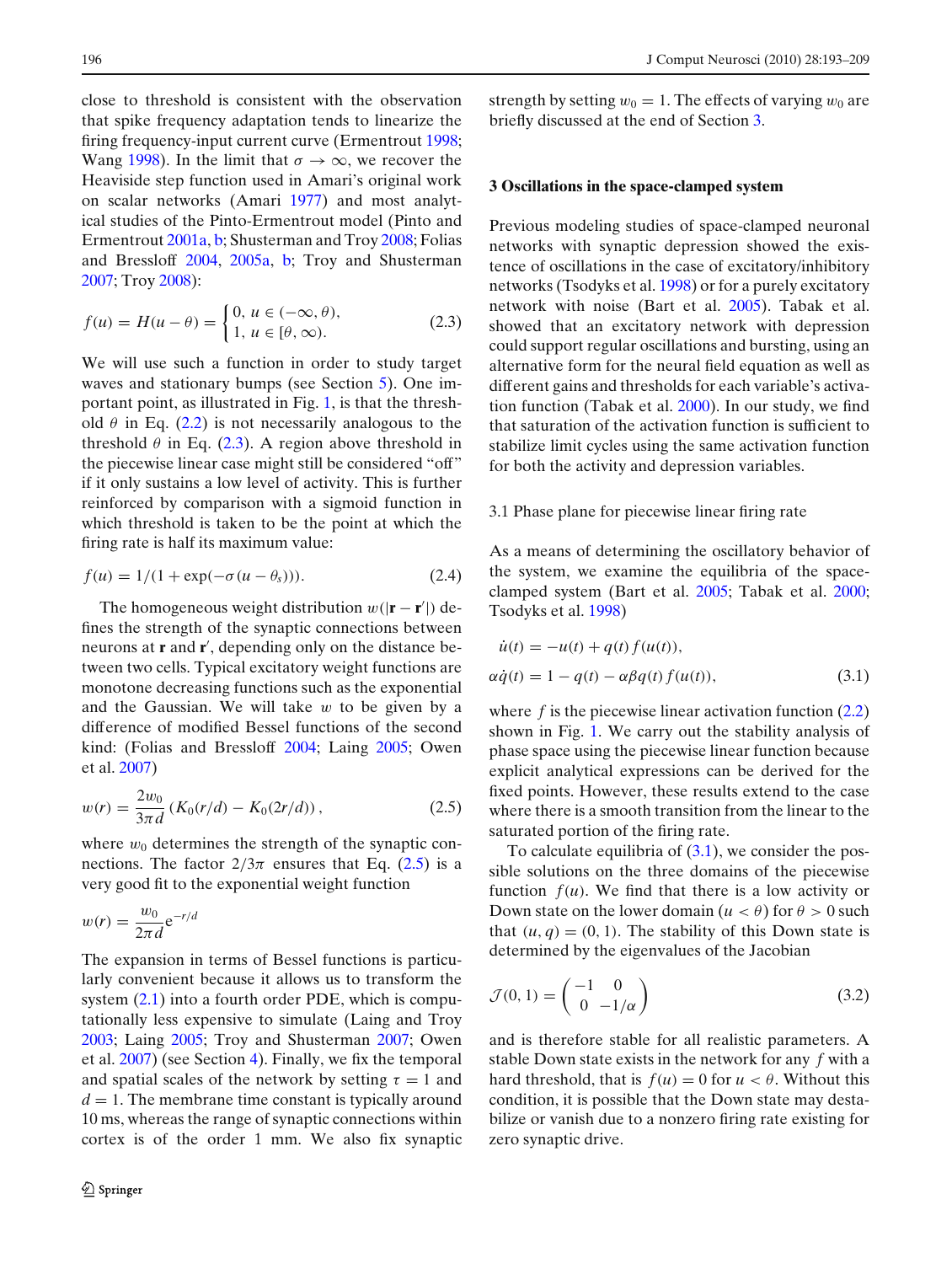close to threshold is consistent with the observation that spike frequency adaptation tends to linearize the firing frequency-input current curve (Ermentrout 1998; Wang 1998). In the limit that $\sigma \to \infty$, we recover the Heaviside step function used in Amari's original work on scalar networks (Amari 1977) and most analytical studies of the Pinto-Ermentrout model (Pinto and Ermentrout 2001a, b; Shusterman and Troy 2008; Folias and Bressloff 2004, 2005a, b; Troy and Shusterman 2007; Troy 2008):

$$f(u) = H(u-\theta) = \begin{cases} 0, & u \in (-\infty, \theta), \\ 1, & u \in [\theta, \infty). \end{cases} \tag{2.3}$$

We will use such a function in order to study target waves and stationary bumps (see Section 5). One important point, as illustrated in Fig. 1, is that the threshold $\theta$ in Eq. (2.2) is not necessarily analogous to the threshold $\theta$ in Eq. (2.3). A region above threshold in the piecewise linear case might still be considered "off" if it only sustains a low level of activity. This is further reinforced by comparison with a sigmoid function in which threshold is taken to be the point at which the firing rate is half its maximum value:

$$f(u) = 1/(1+\exp(-\sigma(u-\theta_s))). \tag{2.4}$$

The homogeneous weight distribution $w(|\mathbf{r}-\mathbf{r}'|)$ defines the strength of the synaptic connections between neurons at $\mathbf{r}$ and $\mathbf{r}'$, depending only on the distance between two cells. Typical excitatory weight functions are monotone decreasing functions such as the exponential and the Gaussian. We will take $w$ to be given by a difference of modified Bessel functions of the second kind: (Folias and Bressloff 2004; Laing 2005; Owen et al. 2007)

$$w(r) = \frac{2w_0}{3\pi d}\left(K_0(r/d) - K_0(2r/d)\right), \tag{2.5}$$

where $w_0$ determines the strength of the synaptic connections. The factor $2/3\pi$ ensures that Eq. (2.5) is a very good fit to the exponential weight function

$$w(r) = \frac{w_0}{2\pi d}e^{-r/d}$$

The expansion in terms of Bessel functions is particularly convenient because it allows us to transform the system (2.1) into a fourth order PDE, which is computationally less expensive to simulate (Laing and Troy 2003; Laing 2005; Troy and Shusterman 2007; Owen et al. 2007) (see Section 4). Finally, we fix the temporal and spatial scales of the network by setting $\tau = 1$ and $d = 1$. The membrane time constant is typically around 10 ms, whereas the range of synaptic connections within cortex is of the order 1 mm. We also fix synaptic strength by setting $w_0 = 1$. The effects of varying $w_0$ are briefly discussed at the end of Section 3.

## 3 Oscillations in the space-clamped system

Previous modeling studies of space-clamped neuronal networks with synaptic depression showed the existence of oscillations in the case of excitatory/inhibitory networks (Tsodyks et al. 1998) or for a purely excitatory network with noise (Bart et al. 2005). Tabak et al. showed that an excitatory network with depression could support regular oscillations and bursting, using an alternative form for the neural field equation as well as different gains and thresholds for each variable's activation function (Tabak et al. 2000). In our study, we find that saturation of the activation function is sufficient to stabilize limit cycles using the same activation function for both the activity and depression variables.

### 3.1 Phase plane for piecewise linear firing rate

As a means of determining the oscillatory behavior of the system, we examine the equilibria of the space-clamped system (Bart et al. 2005; Tabak et al. 2000; Tsodyks et al. 1998)

$$\begin{aligned} \dot{u}(t) &= -u(t) + q(t)f(u(t)), \\ \alpha\dot{q}(t) &= 1 - q(t) - \alpha\beta q(t)f(u(t)), \end{aligned} \tag{3.1}$$

where $f$ is the piecewise linear activation function (2.2) shown in Fig. 1. We carry out the stability analysis of phase space using the piecewise linear function because explicit analytical expressions can be derived for the fixed points. However, these results extend to the case where there is a smooth transition from the linear to the saturated portion of the firing rate.

To calculate equilibria of (3.1), we consider the possible solutions on the three domains of the piecewise function $f(u)$. We find that there is a low activity or Down state on the lower domain ($u < \theta$) for $\theta > 0$ such that $(u, q) = (0, 1)$. The stability of this Down state is determined by the eigenvalues of the Jacobian

$$\mathcal{J}(0,1) = \begin{pmatrix} -1 & 0 \\ 0 & -1/\alpha \end{pmatrix} \tag{3.2}$$

and is therefore stable for all realistic parameters. A stable Down state exists in the network for any $f$ with a hard threshold, that is $f(u) = 0$ for $u < \theta$. Without this condition, it is possible that the Down state may destabilize or vanish due to a nonzero firing rate existing for zero synaptic drive.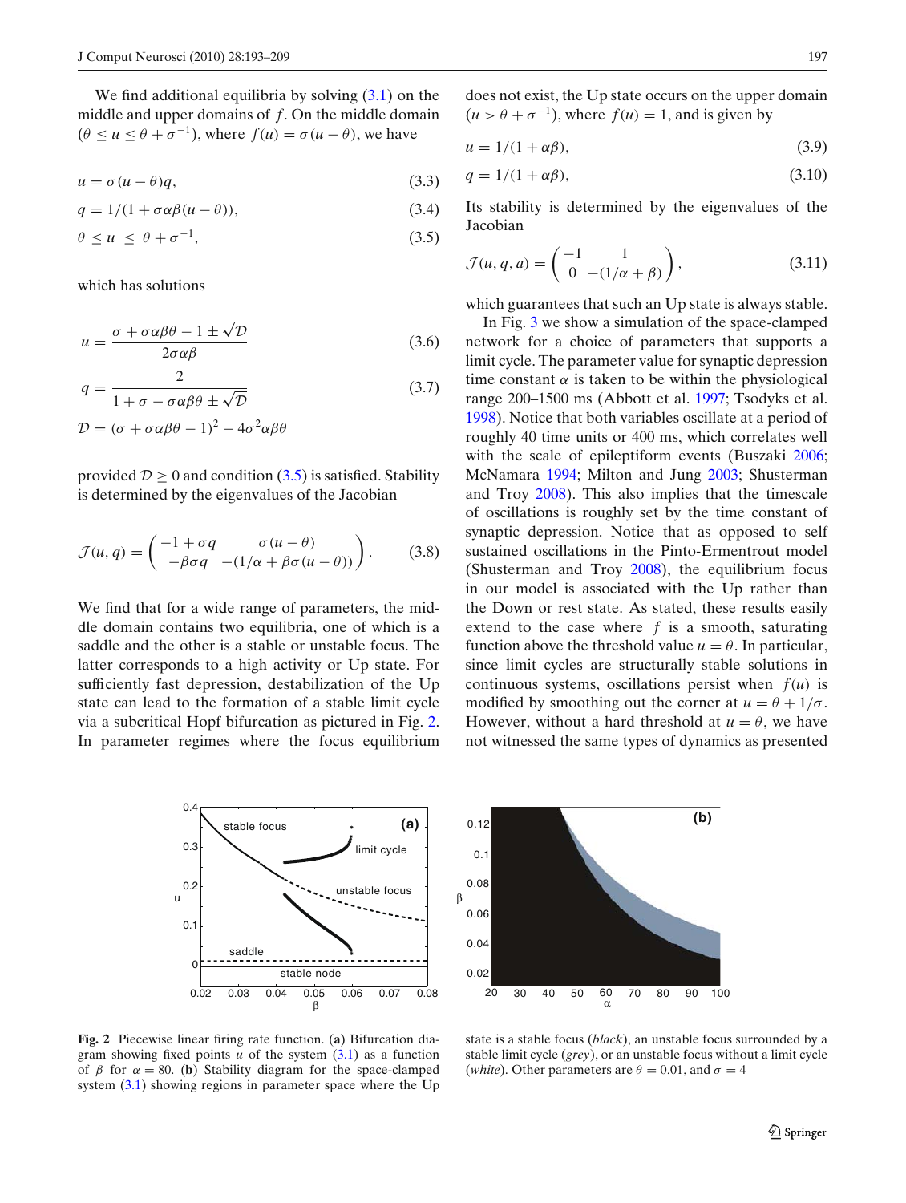We find additional equilibria by solving (3.1) on the middle and upper domains of $f$. On the middle domain ($\theta \leq u \leq \theta + \sigma^{-1}$), where $f(u) = \sigma(u - \theta)$, we have

$$u = \sigma(u - \theta)q, \tag{3.3}$$

$$q = 1/(1 + \sigma\alpha\beta(u - \theta)), \tag{3.4}$$

$$\theta \leq u \leq \theta + \sigma^{-1}, \tag{3.5}$$

which has solutions

$$u = \frac{\sigma + \sigma\alpha\beta\theta - 1 \pm \sqrt{\mathcal{D}}}{2\sigma\alpha\beta} \tag{3.6}$$

$$q = \frac{2}{1 + \sigma - \sigma\alpha\beta\theta \pm \sqrt{\mathcal{D}}} \tag{3.7}$$

$$\mathcal{D} = (\sigma + \sigma\alpha\beta\theta - 1)^2 - 4\sigma^2\alpha\beta\theta$$

provided $\mathcal{D} \geq 0$ and condition (3.5) is satisfied. Stability is determined by the eigenvalues of the Jacobian

$$\mathcal{J}(u, q) = \begin{pmatrix} -1 + \sigma q & \sigma(u - \theta) \\ -\beta\sigma q & -(1/\alpha + \beta\sigma(u - \theta)) \end{pmatrix}. \tag{3.8}$$

We find that for a wide range of parameters, the middle domain contains two equilibria, one of which is a saddle and the other is a stable or unstable focus. The latter corresponds to a high activity or Up state. For sufficiently fast depression, destabilization of the Up state can lead to the formation of a stable limit cycle via a subcritical Hopf bifurcation as pictured in Fig. 2. In parameter regimes where the focus equilibrium does not exist, the Up state occurs on the upper domain ($u > \theta + \sigma^{-1}$), where $f(u) = 1$, and is given by

$$u = 1/(1 + \alpha\beta), \tag{3.9}$$

$$q = 1/(1 + \alpha\beta), \tag{3.10}$$

Its stability is determined by the eigenvalues of the Jacobian

$$\mathcal{J}(u, q, a) = \begin{pmatrix} -1 & 1 \\ 0 & -(1/\alpha + \beta) \end{pmatrix}, \tag{3.11}$$

which guarantees that such an Up state is always stable.

In Fig. 3 we show a simulation of the space-clamped network for a choice of parameters that supports a limit cycle. The parameter value for synaptic depression time constant $\alpha$ is taken to be within the physiological range 200–1500 ms (Abbott et al. 1997; Tsodyks et al. 1998). Notice that both variables oscillate at a period of roughly 40 time units or 400 ms, which correlates well with the scale of epileptiform events (Buszaki 2006; McNamara 1994; Milton and Jung 2003; Shusterman and Troy 2008). This also implies that the timescale of oscillations is roughly set by the time constant of synaptic depression. Notice that as opposed to self sustained oscillations in the Pinto-Ermentrout model (Shusterman and Troy 2008), the equilibrium focus in our model is associated with the Up rather than the Down or rest state. As stated, these results easily extend to the case where $f$ is a smooth, saturating function above the threshold value $u = \theta$. In particular, since limit cycles are structurally stable solutions in continuous systems, oscillations persist when $f(u)$ is modified by smoothing out the corner at $u = \theta + 1/\sigma$. However, without a hard threshold at $u = \theta$, we have not witnessed the same types of dynamics as presented

**Fig. 2** Piecewise linear firing rate function. (**a**) Bifurcation diagram showing fixed points $u$ of the system (3.1) as a function of $\beta$ for $\alpha = 80$. (**b**) Stability diagram for the space-clamped system (3.1) showing regions in parameter space where the Up state is a stable focus (*black*), an unstable focus surrounded by a stable limit cycle (*grey*), or an unstable focus without a limit cycle (*white*). Other parameters are $\theta = 0.01$, and $\sigma = 4$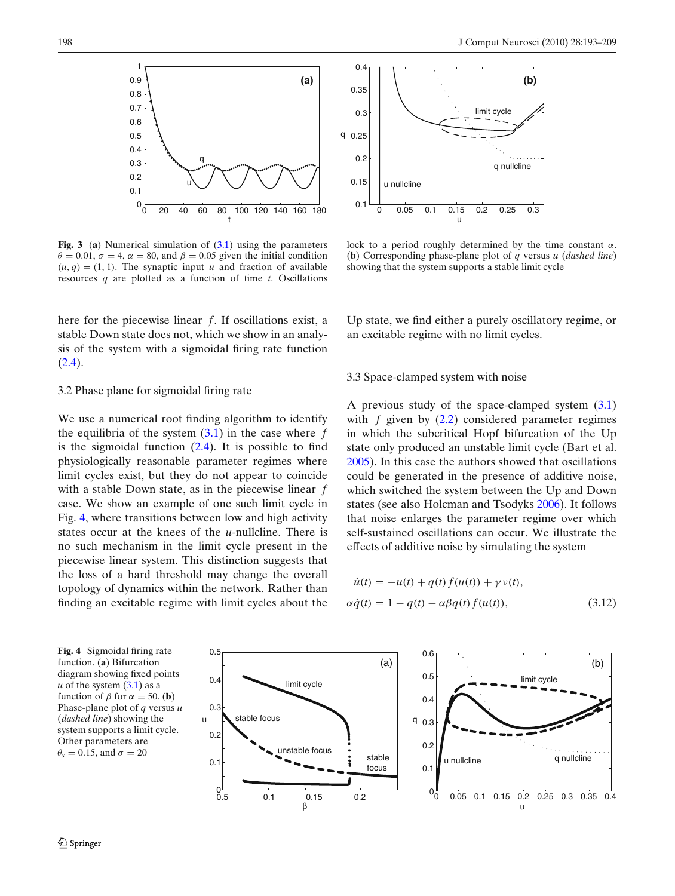**Fig. 3** (**a**) Numerical simulation of (3.1) using the parameters $\theta = 0.01$, $\sigma = 4$, $\alpha = 80$, and $\beta = 0.05$ given the initial condition $(u, q) = (1, 1)$. The synaptic input $u$ and fraction of available resources $q$ are plotted as a function of time $t$. Oscillations lock to a period roughly determined by the time constant $\alpha$. (**b**) Corresponding phase-plane plot of $q$ versus $u$ (*dashed line*) showing that the system supports a stable limit cycle

here for the piecewise linear $f$. If oscillations exist, a stable Down state does not, which we show in an analysis of the system with a sigmoidal firing rate function (2.4).

### 3.2 Phase plane for sigmoidal firing rate

We use a numerical root finding algorithm to identify the equilibria of the system (3.1) in the case where $f$ is the sigmoidal function (2.4). It is possible to find physiologically reasonable parameter regimes where limit cycles exist, but they do not appear to coincide with a stable Down state, as in the piecewise linear $f$ case. We show an example of one such limit cycle in Fig. 4, where transitions between low and high activity states occur at the knees of the $u$-nullcline. There is no such mechanism in the limit cycle present in the piecewise linear system. This distinction suggests that the loss of a hard threshold may change the overall topology of dynamics within the network. Rather than finding an excitable regime with limit cycles about the Up state, we find either a purely oscillatory regime, or an excitable regime with no limit cycles.

### 3.3 Space-clamped system with noise

A previous study of the space-clamped system (3.1) with $f$ given by (2.2) considered parameter regimes in which the subcritical Hopf bifurcation of the Up state only produced an unstable limit cycle (Bart et al. 2005). In this case the authors showed that oscillations could be generated in the presence of additive noise, which switched the system between the Up and Down states (see also Holcman and Tsodyks 2006). It follows that noise enlarges the parameter regime over which self-sustained oscillations can occur. We illustrate the effects of additive noise by simulating the system

$$\dot{u}(t) = -u(t) + q(t) f(u(t)) + \gamma \nu(t),$$
$$\alpha \dot{q}(t) = 1 - q(t) - \alpha \beta q(t) f(u(t)), \tag{3.12}$$

**Fig. 4** Sigmoidal firing rate function. (**a**) Bifurcation diagram showing fixed points $u$ of the system (3.1) as a function of $\beta$ for $\alpha = 50$. (**b**) Phase-plane plot of $q$ versus $u$ (*dashed line*) showing the system supports a limit cycle. Other parameters are $\theta_s = 0.15$, and $\sigma = 20$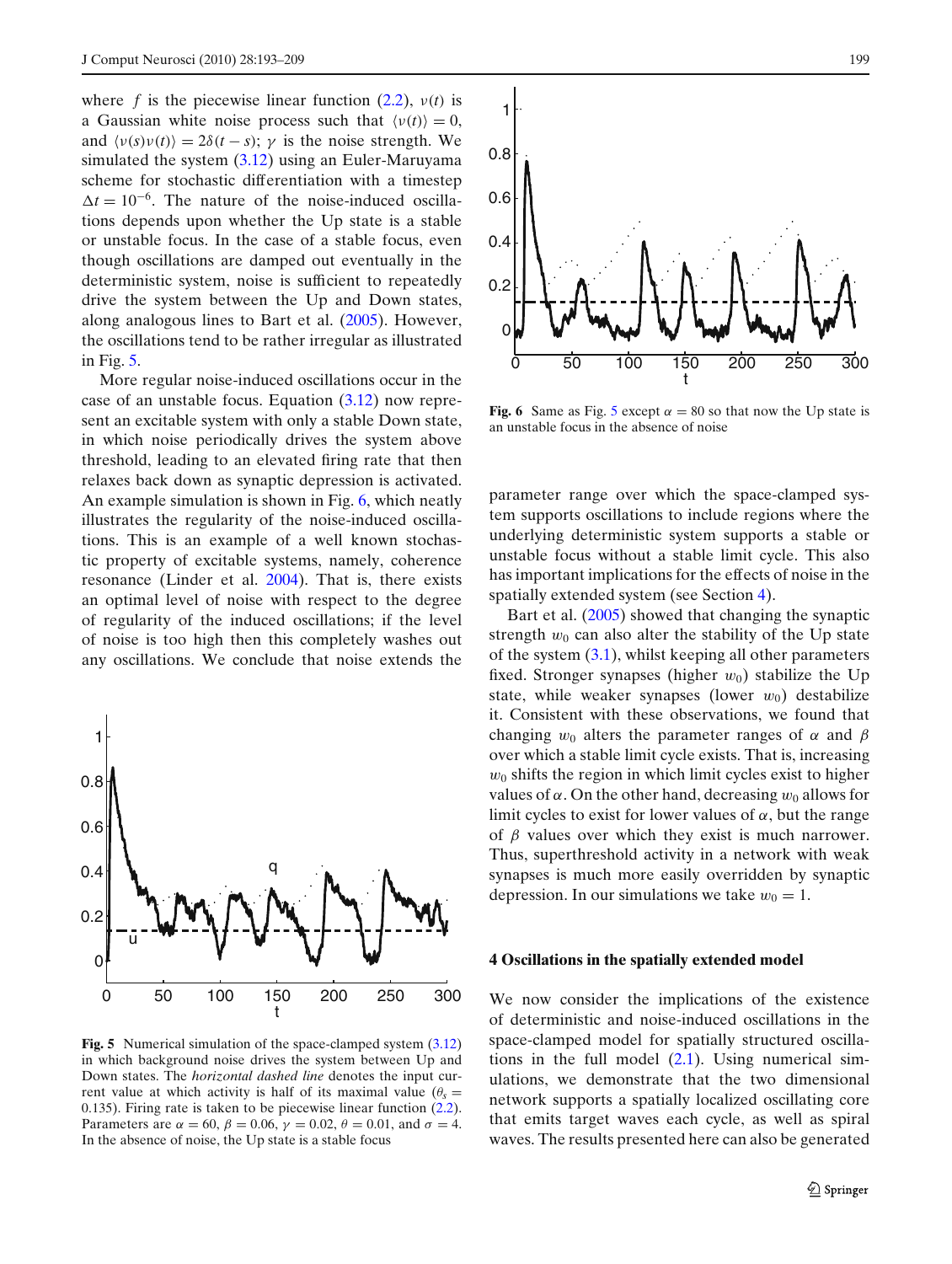where $f$ is the piecewise linear function (2.2), $\nu(t)$ is a Gaussian white noise process such that $\langle \nu(t) \rangle = 0$, and $\langle \nu(s)\nu(t) \rangle = 2\delta(t-s)$; $\gamma$ is the noise strength. We simulated the system (3.12) using an Euler-Maruyama scheme for stochastic differentiation with a timestep $\Delta t = 10^{-6}$. The nature of the noise-induced oscillations depends upon whether the Up state is a stable or unstable focus. In the case of a stable focus, even though oscillations are damped out eventually in the deterministic system, noise is sufficient to repeatedly drive the system between the Up and Down states, along analogous lines to Bart et al. (2005). However, the oscillations tend to be rather irregular as illustrated in Fig. 5.

More regular noise-induced oscillations occur in the case of an unstable focus. Equation (3.12) now represent an excitable system with only a stable Down state, in which noise periodically drives the system above threshold, leading to an elevated firing rate that then relaxes back down as synaptic depression is activated. An example simulation is shown in Fig. 6, which neatly illustrates the regularity of the noise-induced oscillations. This is an example of a well known stochastic property of excitable systems, namely, coherence resonance (Linder et al. 2004). That is, there exists an optimal level of noise with respect to the degree of regularity of the induced oscillations; if the level of noise is too high then this completely washes out any oscillations. We conclude that noise extends the parameter range over which the space-clamped system supports oscillations to include regions where the underlying deterministic system supports a stable or unstable focus without a stable limit cycle. This also has important implications for the effects of noise in the spatially extended system (see Section 4).

**Fig. 5** Numerical simulation of the space-clamped system (3.12) in which background noise drives the system between Up and Down states. The *horizontal dashed line* denotes the input current value at which activity is half of its maximal value ($\theta_s = 0.135$). Firing rate is taken to be piecewise linear function (2.2). Parameters are $\alpha = 60$, $\beta = 0.06$, $\gamma = 0.02$, $\theta = 0.01$, and $\sigma = 4$. In the absence of noise, the Up state is a stable focus

**Fig. 6** Same as Fig. 5 except $\alpha = 80$ so that now the Up state is an unstable focus in the absence of noise

Bart et al. (2005) showed that changing the synaptic strength $w_0$ can also alter the stability of the Up state of the system (3.1), whilst keeping all other parameters fixed. Stronger synapses (higher $w_0$) stabilize the Up state, while weaker synapses (lower $w_0$) destabilize it. Consistent with these observations, we found that changing $w_0$ alters the parameter ranges of $\alpha$ and $\beta$ over which a stable limit cycle exists. That is, increasing $w_0$ shifts the region in which limit cycles exist to higher values of $\alpha$. On the other hand, decreasing $w_0$ allows for limit cycles to exist for lower values of $\alpha$, but the range of $\beta$ values over which they exist is much narrower. Thus, superthreshold activity in a network with weak synapses is much more easily overridden by synaptic depression. In our simulations we take $w_0 = 1$.

## 4 Oscillations in the spatially extended model

We now consider the implications of the existence of deterministic and noise-induced oscillations in the space-clamped model for spatially structured oscillations in the full model (2.1). Using numerical simulations, we demonstrate that the two dimensional network supports a spatially localized oscillating core that emits target waves each cycle, as well as spiral waves. The results presented here can also be generated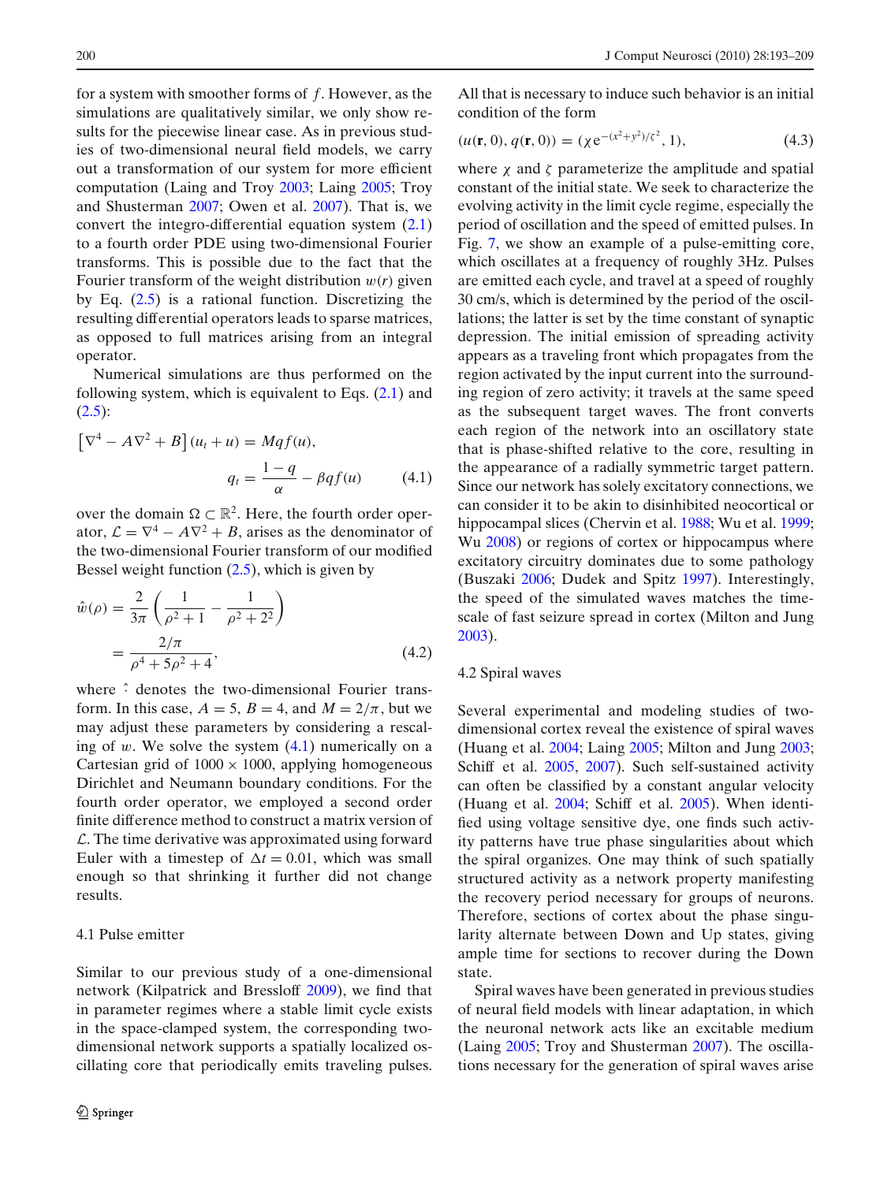for a system with smoother forms of $f$. However, as the simulations are qualitatively similar, we only show results for the piecewise linear case. As in previous studies of two-dimensional neural field models, we carry out a transformation of our system for more efficient computation (Laing and Troy 2003; Laing 2005; Troy and Shusterman 2007; Owen et al. 2007). That is, we convert the integro-differential equation system (2.1) to a fourth order PDE using two-dimensional Fourier transforms. This is possible due to the fact that the Fourier transform of the weight distribution $w(r)$ given by Eq. (2.5) is a rational function. Discretizing the resulting differential operators leads to sparse matrices, as opposed to full matrices arising from an integral operator.

Numerical simulations are thus performed on the following system, which is equivalent to Eqs. (2.1) and (2.5):

$$\left[\nabla^4 - A\nabla^2 + B\right](u_t + u) = Mqf(u),$$
$$q_t = \frac{1-q}{\alpha} - \beta q f(u) \qquad (4.1)$$

over the domain $\Omega \subset \mathbb{R}^2$. Here, the fourth order operator, $\mathcal{L} = \nabla^4 - A\nabla^2 + B$, arises as the denominator of the two-dimensional Fourier transform of our modified Bessel weight function (2.5), which is given by

$$\hat{w}(\rho) = \frac{2}{3\pi}\left(\frac{1}{\rho^2+1} - \frac{1}{\rho^2+2^2}\right)$$
$$= \frac{2/\pi}{\rho^4 + 5\rho^2 + 4}, \qquad (4.2)$$

where $\hat{}$ denotes the two-dimensional Fourier transform. In this case, $A = 5$, $B = 4$, and $M = 2/\pi$, but we may adjust these parameters by considering a rescaling of $w$. We solve the system (4.1) numerically on a Cartesian grid of $1000 \times 1000$, applying homogeneous Dirichlet and Neumann boundary conditions. For the fourth order operator, we employed a second order finite difference method to construct a matrix version of $\mathcal{L}$. The time derivative was approximated using forward Euler with a timestep of $\Delta t = 0.01$, which was small enough so that shrinking it further did not change results.

### 4.1 Pulse emitter

Similar to our previous study of a one-dimensional network (Kilpatrick and Bressloff 2009), we find that in parameter regimes where a stable limit cycle exists in the space-clamped system, the corresponding two-dimensional network supports a spatially localized oscillating core that periodically emits traveling pulses. All that is necessary to induce such behavior is an initial condition of the form

$$(u(\mathbf{r}, 0), q(\mathbf{r}, 0)) = (\chi \mathrm{e}^{-(x^2+y^2)/\zeta^2}, 1), \qquad (4.3)$$

where $\chi$ and $\zeta$ parameterize the amplitude and spatial constant of the initial state. We seek to characterize the evolving activity in the limit cycle regime, especially the period of oscillation and the speed of emitted pulses. In Fig. 7, we show an example of a pulse-emitting core, which oscillates at a frequency of roughly 3Hz. Pulses are emitted each cycle, and travel at a speed of roughly 30 cm/s, which is determined by the period of the oscillations; the latter is set by the time constant of synaptic depression. The initial emission of spreading activity appears as a traveling front which propagates from the region activated by the input current into the surrounding region of zero activity; it travels at the same speed as the subsequent target waves. The front converts each region of the network into an oscillatory state that is phase-shifted relative to the core, resulting in the appearance of a radially symmetric target pattern. Since our network has solely excitatory connections, we can consider it to be akin to disinhibited neocortical or hippocampal slices (Chervin et al. 1988; Wu et al. 1999; Wu 2008) or regions of cortex or hippocampus where excitatory circuitry dominates due to some pathology (Buszaki 2006; Dudek and Spitz 1997). Interestingly, the speed of the simulated waves matches the timescale of fast seizure spread in cortex (Milton and Jung 2003).

### 4.2 Spiral waves

Several experimental and modeling studies of two-dimensional cortex reveal the existence of spiral waves (Huang et al. 2004; Laing 2005; Milton and Jung 2003; Schiff et al. 2005, 2007). Such self-sustained activity can often be classified by a constant angular velocity (Huang et al. 2004; Schiff et al. 2005). When identified using voltage sensitive dye, one finds such activity patterns have true phase singularities about which the spiral organizes. One may think of such spatially structured activity as a network property manifesting the recovery period necessary for groups of neurons. Therefore, sections of cortex about the phase singularity alternate between Down and Up states, giving ample time for sections to recover during the Down state.

Spiral waves have been generated in previous studies of neural field models with linear adaptation, in which the neuronal network acts like an excitable medium (Laing 2005; Troy and Shusterman 2007). The oscillations necessary for the generation of spiral waves arise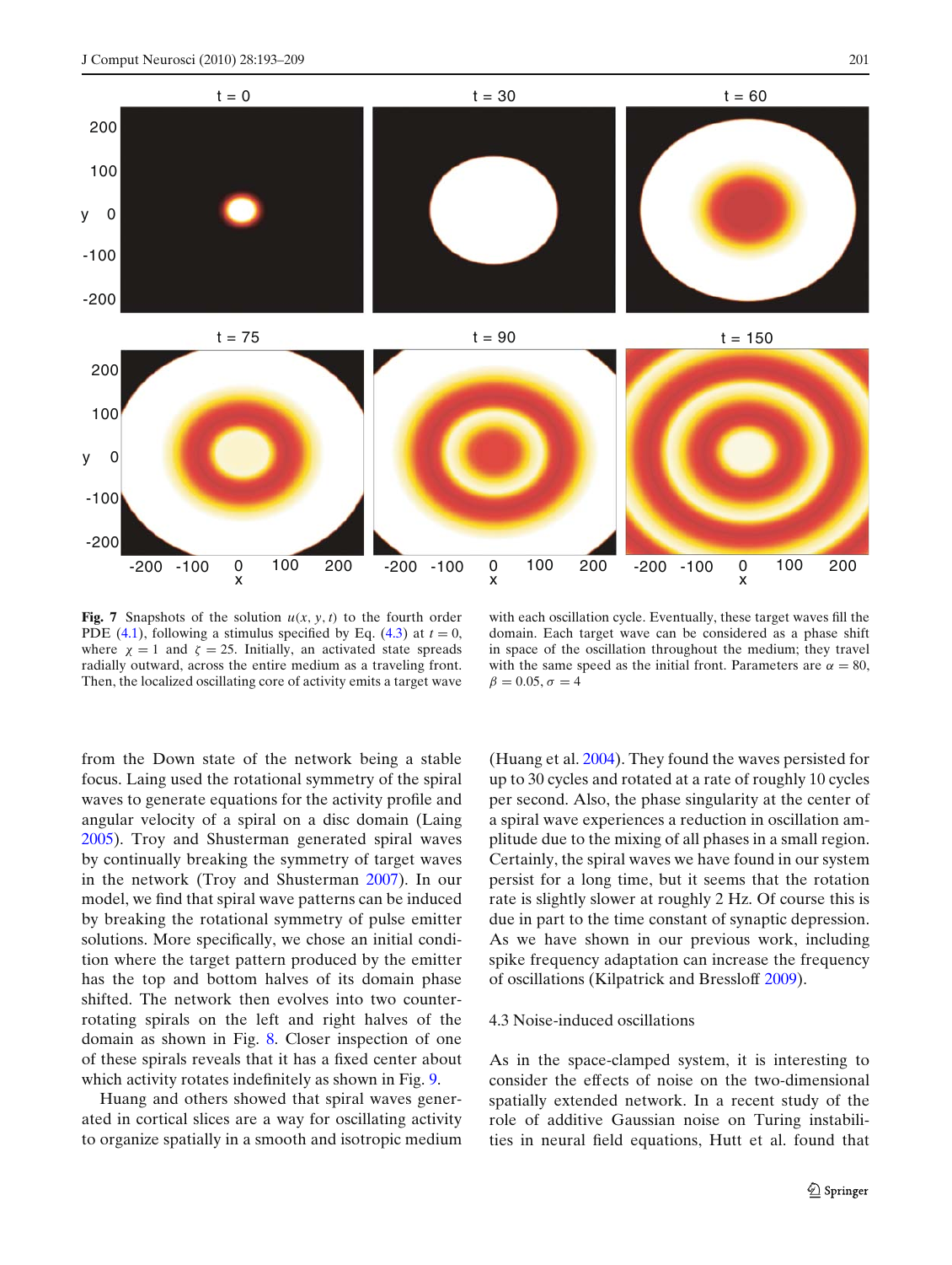**Fig. 7** Snapshots of the solution $u(x, y, t)$ to the fourth order PDE (4.1), following a stimulus specified by Eq. (4.3) at $t = 0$, where $\chi = 1$ and $\zeta = 25$. Initially, an activated state spreads radially outward, across the entire medium as a traveling front. Then, the localized oscillating core of activity emits a target wave with each oscillation cycle. Eventually, these target waves fill the domain. Each target wave can be considered as a phase shift in space of the oscillation throughout the medium; they travel with the same speed as the initial front. Parameters are $\alpha = 80$, $\beta = 0.05$, $\sigma = 4$

from the Down state of the network being a stable focus. Laing used the rotational symmetry of the spiral waves to generate equations for the activity profile and angular velocity of a spiral on a disc domain (Laing 2005). Troy and Shusterman generated spiral waves by continually breaking the symmetry of target waves in the network (Troy and Shusterman 2007). In our model, we find that spiral wave patterns can be induced by breaking the rotational symmetry of pulse emitter solutions. More specifically, we chose an initial condition where the target pattern produced by the emitter has the top and bottom halves of its domain phase shifted. The network then evolves into two counter-rotating spirals on the left and right halves of the domain as shown in Fig. 8. Closer inspection of one of these spirals reveals that it has a fixed center about which activity rotates indefinitely as shown in Fig. 9.

Huang and others showed that spiral waves generated in cortical slices are a way for oscillating activity to organize spatially in a smooth and isotropic medium (Huang et al. 2004). They found the waves persisted for up to 30 cycles and rotated at a rate of roughly 10 cycles per second. Also, the phase singularity at the center of a spiral wave experiences a reduction in oscillation amplitude due to the mixing of all phases in a small region. Certainly, the spiral waves we have found in our system persist for a long time, but it seems that the rotation rate is slightly slower at roughly 2 Hz. Of course this is due in part to the time constant of synaptic depression. As we have shown in our previous work, including spike frequency adaptation can increase the frequency of oscillations (Kilpatrick and Bressloff 2009).

## 4.3 Noise-induced oscillations

As in the space-clamped system, it is interesting to consider the effects of noise on the two-dimensional spatially extended network. In a recent study of the role of additive Gaussian noise on Turing instabilities in neural field equations, Hutt et al. found that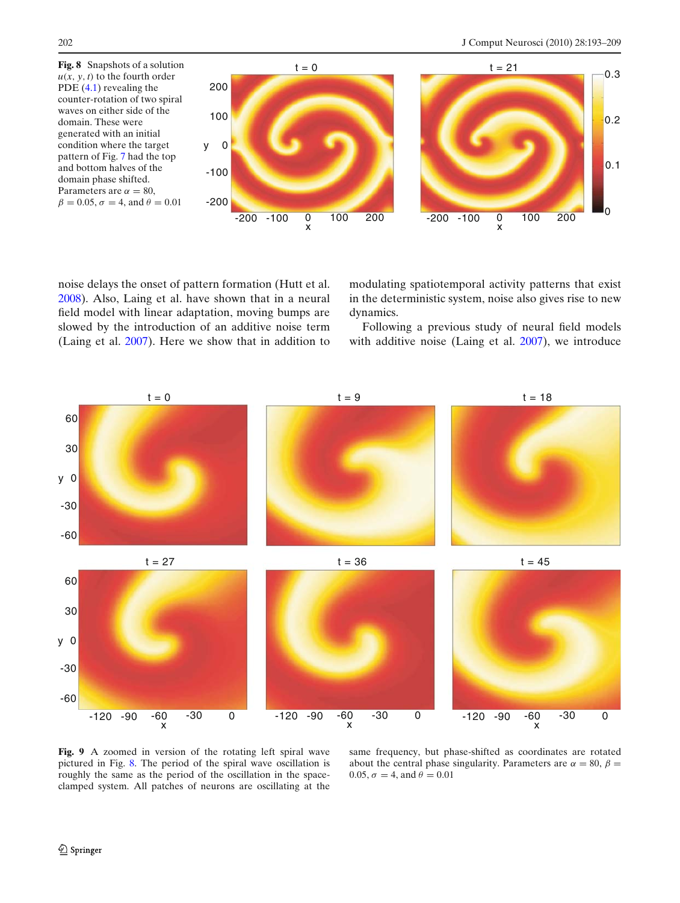**Fig. 8** Snapshots of a solution $u(x, y, t)$ to the fourth order PDE (4.1) revealing the counter-rotation of two spiral waves on either side of the domain. These were generated with an initial condition where the target pattern of Fig. 7 had the top and bottom halves of the domain phase shifted. Parameters are $\alpha = 80$, $\beta = 0.05$, $\sigma = 4$, and $\theta = 0.01$

noise delays the onset of pattern formation (Hutt et al. 2008). Also, Laing et al. have shown that in a neural field model with linear adaptation, moving bumps are slowed by the introduction of an additive noise term (Laing et al. 2007). Here we show that in addition to modulating spatiotemporal activity patterns that exist in the deterministic system, noise also gives rise to new dynamics.

Following a previous study of neural field models with additive noise (Laing et al. 2007), we introduce

**Fig. 9** A zoomed in version of the rotating left spiral wave pictured in Fig. 8. The period of the spiral wave oscillation is roughly the same as the period of the oscillation in the space-clamped system. All patches of neurons are oscillating at the same frequency, but phase-shifted as coordinates are rotated about the central phase singularity. Parameters are $\alpha = 80$, $\beta = 0.05$, $\sigma = 4$, and $\theta = 0.01$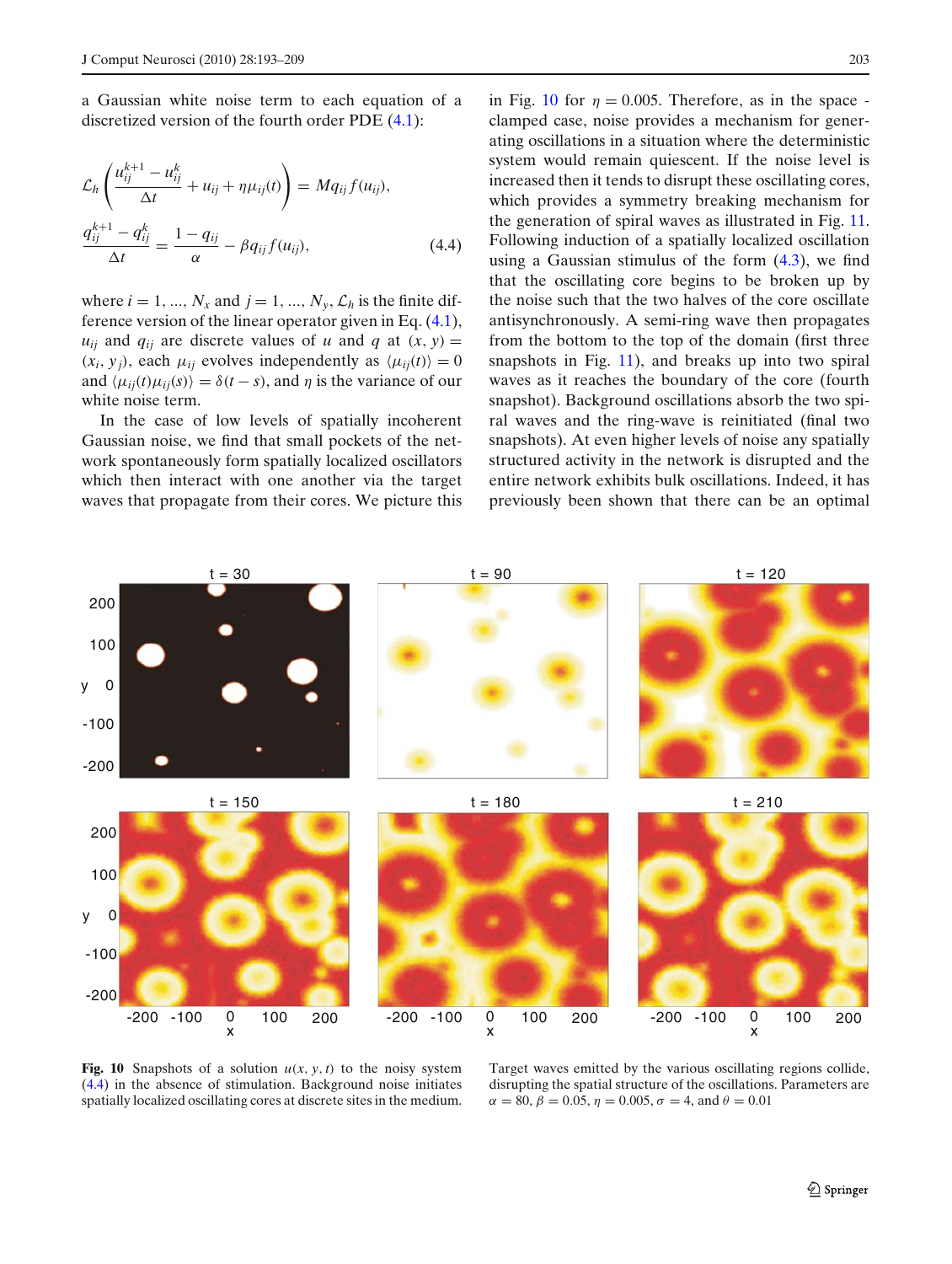a Gaussian white noise term to each equation of a discretized version of the fourth order PDE (4.1):

$$
\mathcal{L}_h\left(\frac{u_{ij}^{k+1}-u_{ij}^{k}}{\Delta t}+u_{ij}+\eta\mu_{ij}(t)\right)=Mq_{ij}f(u_{ij}),
$$

$$
\frac{q_{ij}^{k+1}-q_{ij}^{k}}{\Delta t}=\frac{1-q_{ij}}{\alpha}-\beta q_{ij}f(u_{ij}), \tag{4.4}
$$

where $i=1,...,N_x$ and $j=1,...,N_y$, $\mathcal{L}_h$ is the finite difference version of the linear operator given in Eq. (4.1), $u_{ij}$ and $q_{ij}$ are discrete values of $u$ and $q$ at $(x,y)=(x_i,y_j)$, each $\mu_{ij}$ evolves independently as $\langle\mu_{ij}(t)\rangle=0$ and $\langle\mu_{ij}(t)\mu_{ij}(s)\rangle=\delta(t-s)$, and $\eta$ is the variance of our white noise term.

In the case of low levels of spatially incoherent Gaussian noise, we find that small pockets of the network spontaneously form spatially localized oscillators which then interact with one another via the target waves that propagate from their cores. We picture this in Fig. 10 for $\eta=0.005$. Therefore, as in the space-clamped case, noise provides a mechanism for generating oscillations in a situation where the deterministic system would remain quiescent. If the noise level is increased then it tends to disrupt these oscillating cores, which provides a symmetry breaking mechanism for the generation of spiral waves as illustrated in Fig. 11. Following induction of a spatially localized oscillation using a Gaussian stimulus of the form (4.3), we find that the oscillating core begins to be broken up by the noise such that the two halves of the core oscillate antisynchronously. A semi-ring wave then propagates from the bottom to the top of the domain (first three snapshots in Fig. 11), and breaks up into two spiral waves as it reaches the boundary of the core (fourth snapshot). Background oscillations absorb the two spiral waves and the ring-wave is reinitiated (final two snapshots). At even higher levels of noise any spatially structured activity in the network is disrupted and the entire network exhibits bulk oscillations. Indeed, it has previously been shown that there can be an optimal

**Fig. 10** Snapshots of a solution $u(x,y,t)$ to the noisy system (4.4) in the absence of stimulation. Background noise initiates spatially localized oscillating cores at discrete sites in the medium. Target waves emitted by the various oscillating regions collide, disrupting the spatial structure of the oscillations. Parameters are $\alpha=80$, $\beta=0.05$, $\eta=0.005$, $\sigma=4$, and $\theta=0.01$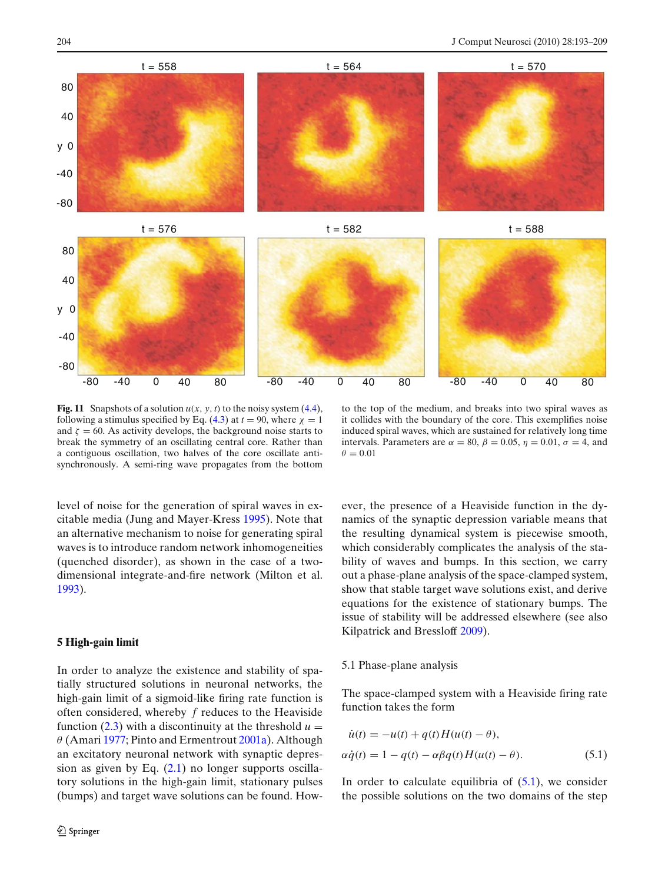**Fig. 11** Snapshots of a solution $u(x, y, t)$ to the noisy system (4.4), following a stimulus specified by Eq. (4.3) at $t = 90$, where $\chi = 1$ and $\zeta = 60$. As activity develops, the background noise starts to break the symmetry of an oscillating central core. Rather than a contiguous oscillation, two halves of the core oscillate anti-synchronously. A semi-ring wave propagates from the bottom to the top of the medium, and breaks into two spiral waves as it collides with the boundary of the core. This exemplifies noise induced spiral waves, which are sustained for relatively long time intervals. Parameters are $\alpha = 80$, $\beta = 0.05$, $\eta = 0.01$, $\sigma = 4$, and $\theta = 0.01$

level of noise for the generation of spiral waves in excitable media (Jung and Mayer-Kress 1995). Note that an alternative mechanism to noise for generating spiral waves is to introduce random network inhomogeneities (quenched disorder), as shown in the case of a two-dimensional integrate-and-fire network (Milton et al. 1993).

## 5 High-gain limit

In order to analyze the existence and stability of spatially structured solutions in neuronal networks, the high-gain limit of a sigmoid-like firing rate function is often considered, whereby $f$ reduces to the Heaviside function (2.3) with a discontinuity at the threshold $u = \theta$ (Amari 1977; Pinto and Ermentrout 2001a). Although an excitatory neuronal network with synaptic depression as given by Eq. (2.1) no longer supports oscillatory solutions in the high-gain limit, stationary pulses (bumps) and target wave solutions can be found. However, the presence of a Heaviside function in the dynamics of the synaptic depression variable means that the resulting dynamical system is piecewise smooth, which considerably complicates the analysis of the stability of waves and bumps. In this section, we carry out a phase-plane analysis of the space-clamped system, show that stable target wave solutions exist, and derive equations for the existence of stationary bumps. The issue of stability will be addressed elsewhere (see also Kilpatrick and Bressloff 2009).

### 5.1 Phase-plane analysis

The space-clamped system with a Heaviside firing rate function takes the form

$$
\begin{aligned}
\dot{u}(t) &= -u(t) + q(t)H(u(t) - \theta), \\
\alpha\dot{q}(t) &= 1 - q(t) - \alpha\beta q(t)H(u(t) - \theta).
\end{aligned} \tag{5.1}
$$

In order to calculate equilibria of (5.1), we consider the possible solutions on the two domains of the step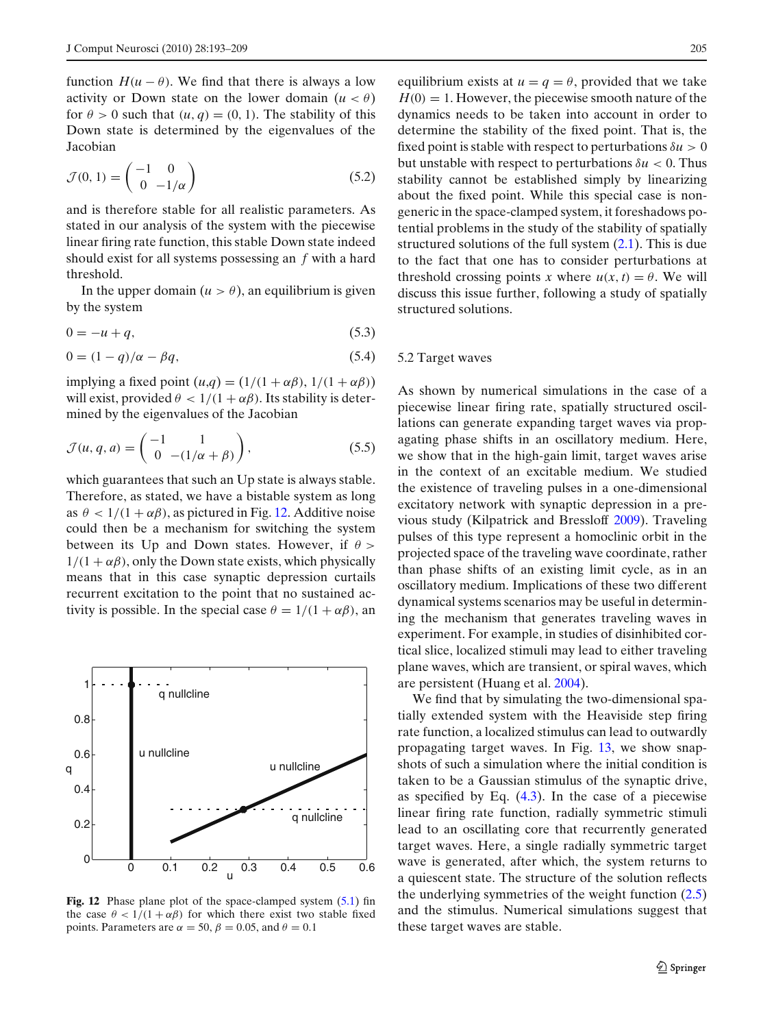function $H(u-\theta)$. We find that there is always a low activity or Down state on the lower domain ($u < \theta$) for $\theta > 0$ such that $(u, q) = (0, 1)$. The stability of this Down state is determined by the eigenvalues of the Jacobian

$$\mathcal{J}(0,1) = \begin{pmatrix} -1 & 0 \\ 0 & -1/\alpha \end{pmatrix} \tag{5.2}$$

and is therefore stable for all realistic parameters. As stated in our analysis of the system with the piecewise linear firing rate function, this stable Down state indeed should exist for all systems possessing an $f$ with a hard threshold.

In the upper domain ($u > \theta$), an equilibrium is given by the system

$$0 = -u + q, \tag{5.3}$$

$$0 = (1-q)/\alpha - \beta q, \tag{5.4}$$

implying a fixed point $(u,q) = (1/(1+\alpha\beta), 1/(1+\alpha\beta))$ will exist, provided $\theta < 1/(1+\alpha\beta)$. Its stability is determined by the eigenvalues of the Jacobian

$$\mathcal{J}(u,q,a) = \begin{pmatrix} -1 & 1 \\ 0 & -(1/\alpha + \beta) \end{pmatrix}, \tag{5.5}$$

which guarantees that such an Up state is always stable. Therefore, as stated, we have a bistable system as long as $\theta < 1/(1+\alpha\beta)$, as pictured in Fig. 12. Additive noise could then be a mechanism for switching the system between its Up and Down states. However, if $\theta > 1/(1+\alpha\beta)$, only the Down state exists, which physically means that in this case synaptic depression curtails recurrent excitation to the point that no sustained activity is possible. In the special case $\theta = 1/(1+\alpha\beta)$, an equilibrium exists at $u = q = \theta$, provided that we take $H(0) = 1$. However, the piecewise smooth nature of the dynamics needs to be taken into account in order to determine the stability of the fixed point. That is, the fixed point is stable with respect to perturbations $\delta u > 0$ but unstable with respect to perturbations $\delta u < 0$. Thus stability cannot be established simply by linearizing about the fixed point. While this special case is non-generic in the space-clamped system, it foreshadows potential problems in the study of the stability of spatially structured solutions of the full system (2.1). This is due to the fact that one has to consider perturbations at threshold crossing points $x$ where $u(x,t) = \theta$. We will discuss this issue further, following a study of spatially structured solutions.

**Fig. 12** Phase plane plot of the space-clamped system (5.1) fin the case $\theta < 1/(1+\alpha\beta)$ for which there exist two stable fixed points. Parameters are $\alpha = 50$, $\beta = 0.05$, and $\theta = 0.1$

### 5.2 Target waves

As shown by numerical simulations in the case of a piecewise linear firing rate, spatially structured oscillations can generate expanding target waves via propagating phase shifts in an oscillatory medium. Here, we show that in the high-gain limit, target waves arise in the context of an excitable medium. We studied the existence of traveling pulses in a one-dimensional excitatory network with synaptic depression in a previous study (Kilpatrick and Bressloff 2009). Traveling pulses of this type represent a homoclinic orbit in the projected space of the traveling wave coordinate, rather than phase shifts of an existing limit cycle, as in an oscillatory medium. Implications of these two different dynamical systems scenarios may be useful in determining the mechanism that generates traveling waves in experiment. For example, in studies of disinhibited cortical slice, localized stimuli may lead to either traveling plane waves, which are transient, or spiral waves, which are persistent (Huang et al. 2004).

We find that by simulating the two-dimensional spatially extended system with the Heaviside step firing rate function, a localized stimulus can lead to outwardly propagating target waves. In Fig. 13, we show snapshots of such a simulation where the initial condition is taken to be a Gaussian stimulus of the synaptic drive, as specified by Eq. (4.3). In the case of a piecewise linear firing rate function, radially symmetric stimuli lead to an oscillating core that recurrently generated target waves. Here, a single radially symmetric target wave is generated, after which, the system returns to a quiescent state. The structure of the solution reflects the underlying symmetries of the weight function (2.5) and the stimulus. Numerical simulations suggest that these target waves are stable.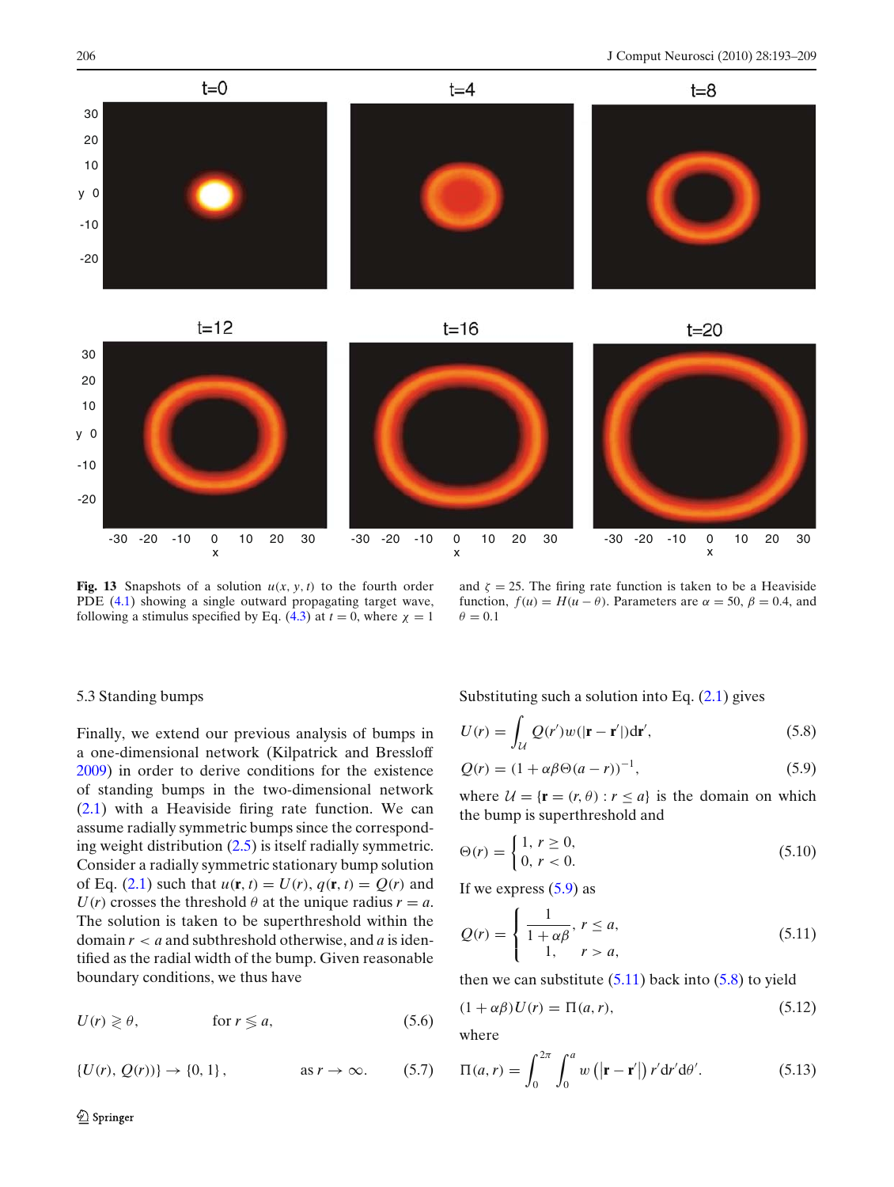**Fig. 13** Snapshots of a solution $u(x, y, t)$ to the fourth order PDE (4.1) showing a single outward propagating target wave, following a stimulus specified by Eq. (4.3) at $t = 0$, where $\chi = 1$ and $\zeta = 25$. The firing rate function is taken to be a Heaviside function, $f(u) = H(u - \theta)$. Parameters are $\alpha = 50$, $\beta = 0.4$, and $\theta = 0.1$

### 5.3 Standing bumps

Finally, we extend our previous analysis of bumps in a one-dimensional network (Kilpatrick and Bressloff 2009) in order to derive conditions for the existence of standing bumps in the two-dimensional network (2.1) with a Heaviside firing rate function. We can assume radially symmetric bumps since the corresponding weight distribution (2.5) is itself radially symmetric. Consider a radially symmetric stationary bump solution of Eq. (2.1) such that $u(\mathbf{r}, t) = U(r)$, $q(\mathbf{r}, t) = Q(r)$ and $U(r)$ crosses the threshold $\theta$ at the unique radius $r = a$. The solution is taken to be superthreshold within the domain $r < a$ and subthreshold otherwise, and $a$ is identified as the radial width of the bump. Given reasonable boundary conditions, we thus have

$$U(r) \gtrless \theta, \qquad \text{for } r \lessgtr a, \tag{5.6}$$

$$\{U(r), Q(r))\} \to \{0, 1\}, \qquad \text{as } r \to \infty. \tag{5.7}$$

Substituting such a solution into Eq. (2.1) gives

$$U(r) = \int_{\mathcal{U}} Q(r')w(|\mathbf{r} - \mathbf{r}'|)\mathrm{d}\mathbf{r}', \tag{5.8}$$

$$Q(r) = (1 + \alpha\beta\Theta(a - r))^{-1}, \tag{5.9}$$

where $\mathcal{U} = \{\mathbf{r} = (r, \theta) : r \leq a\}$ is the domain on which the bump is superthreshold and

$$\Theta(r) = \begin{cases} 1, & r \geq 0, \\ 0, & r < 0. \end{cases} \tag{5.10}$$

If we express (5.9) as

$$Q(r) = \begin{cases} \dfrac{1}{1 + \alpha\beta}, & r \leq a, \\ 1, & r > a, \end{cases} \tag{5.11}$$

then we can substitute (5.11) back into (5.8) to yield

$$(1 + \alpha\beta)U(r) = \Pi(a, r), \tag{5.12}$$

where

$$\Pi(a, r) = \int_0^{2\pi} \int_0^a w\left(|\mathbf{r} - \mathbf{r}'|\right) r'\mathrm{d}r'\mathrm{d}\theta'. \tag{5.13}$$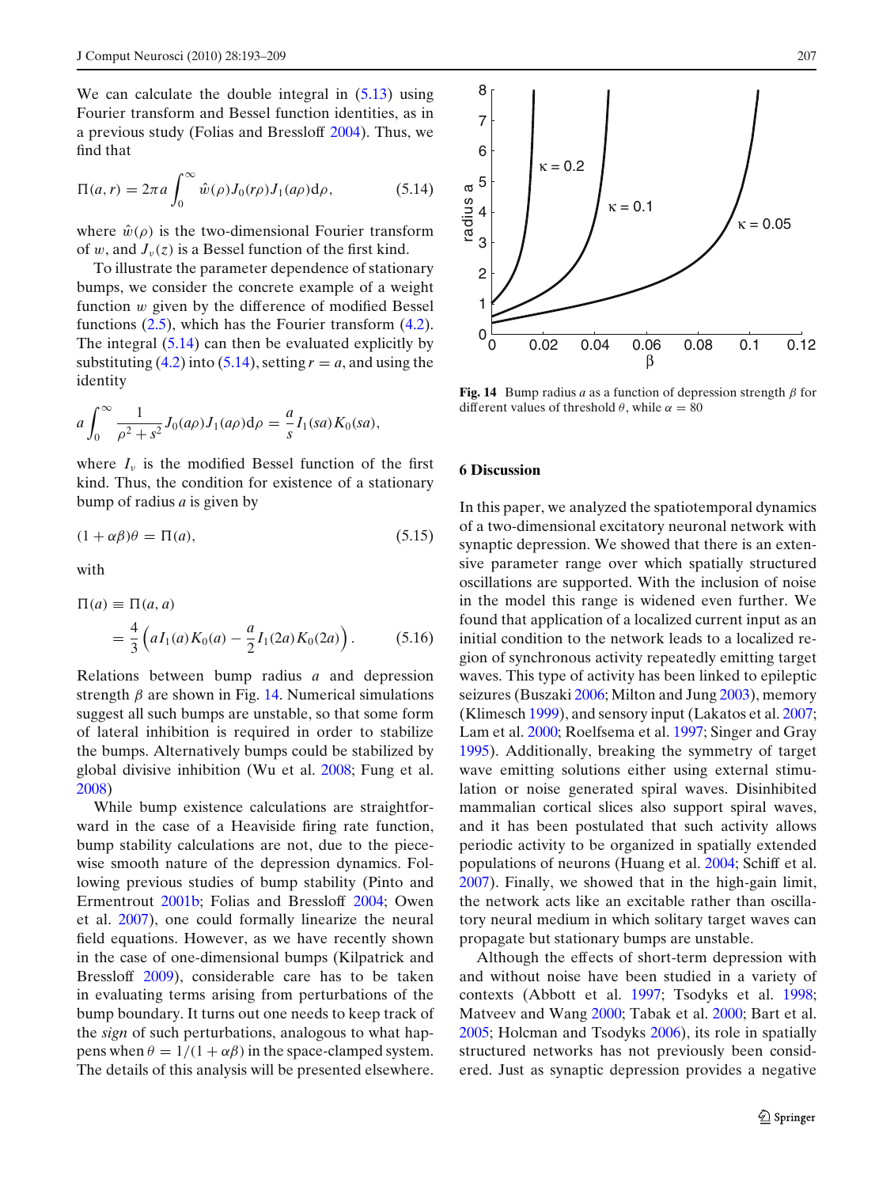We can calculate the double integral in (5.13) using Fourier transform and Bessel function identities, as in a previous study (Folias and Bressloff 2004). Thus, we find that

$$\Pi(a,r) = 2\pi a \int_0^\infty \hat{w}(\rho) J_0(r\rho) J_1(a\rho) \mathrm{d}\rho, \tag{5.14}$$

where $\hat{w}(\rho)$ is the two-dimensional Fourier transform of $w$, and $J_\nu(z)$ is a Bessel function of the first kind.

To illustrate the parameter dependence of stationary bumps, we consider the concrete example of a weight function $w$ given by the difference of modified Bessel functions (2.5), which has the Fourier transform (4.2). The integral (5.14) can then be evaluated explicitly by substituting (4.2) into (5.14), setting $r = a$, and using the identity

$$a \int_0^\infty \frac{1}{\rho^2 + s^2} J_0(a\rho) J_1(a\rho) \mathrm{d}\rho = \frac{a}{s} I_1(sa) K_0(sa),$$

where $I_\nu$ is the modified Bessel function of the first kind. Thus, the condition for existence of a stationary bump of radius $a$ is given by

$$(1 + \alpha\beta)\theta = \Pi(a), \tag{5.15}$$

with

$$\Pi(a) \equiv \Pi(a,a) = \frac{4}{3}\left( a I_1(a) K_0(a) - \frac{a}{2} I_1(2a) K_0(2a) \right). \tag{5.16}$$

Relations between bump radius $a$ and depression strength $\beta$ are shown in Fig. 14. Numerical simulations suggest all such bumps are unstable, so that some form of lateral inhibition is required in order to stabilize the bumps. Alternatively bumps could be stabilized by global divisive inhibition (Wu et al. 2008; Fung et al. 2008)

While bump existence calculations are straightforward in the case of a Heaviside firing rate function, bump stability calculations are not, due to the piecewise smooth nature of the depression dynamics. Following previous studies of bump stability (Pinto and Ermentrout 2001b; Folias and Bressloff 2004; Owen et al. 2007), one could formally linearize the neural field equations. However, as we have recently shown in the case of one-dimensional bumps (Kilpatrick and Bressloff 2009), considerable care has to be taken in evaluating terms arising from perturbations of the bump boundary. It turns out one needs to keep track of the *sign* of such perturbations, analogous to what happens when $\theta = 1/(1 + \alpha\beta)$ in the space-clamped system. The details of this analysis will be presented elsewhere.

**Fig. 14** Bump radius $a$ as a function of depression strength $\beta$ for different values of threshold $\theta$, while $\alpha = 80$

## 6 Discussion

In this paper, we analyzed the spatiotemporal dynamics of a two-dimensional excitatory neuronal network with synaptic depression. We showed that there is an extensive parameter range over which spatially structured oscillations are supported. With the inclusion of noise in the model this range is widened even further. We found that application of a localized current input as an initial condition to the network leads to a localized region of synchronous activity repeatedly emitting target waves. This type of activity has been linked to epileptic seizures (Buszaki 2006; Milton and Jung 2003), memory (Klimesch 1999), and sensory input (Lakatos et al. 2007; Lam et al. 2000; Roelfsema et al. 1997; Singer and Gray 1995). Additionally, breaking the symmetry of target wave emitting solutions either using external stimulation or noise generated spiral waves. Disinhibited mammalian cortical slices also support spiral waves, and it has been postulated that such activity allows periodic activity to be organized in spatially extended populations of neurons (Huang et al. 2004; Schiff et al. 2007). Finally, we showed that in the high-gain limit, the network acts like an excitable rather than oscillatory neural medium in which solitary target waves can propagate but stationary bumps are unstable.

Although the effects of short-term depression with and without noise have been studied in a variety of contexts (Abbott et al. 1997; Tsodyks et al. 1998; Matveev and Wang 2000; Tabak et al. 2000; Bart et al. 2005; Holcman and Tsodyks 2006), its role in spatially structured networks has not previously been considered. Just as synaptic depression provides a negative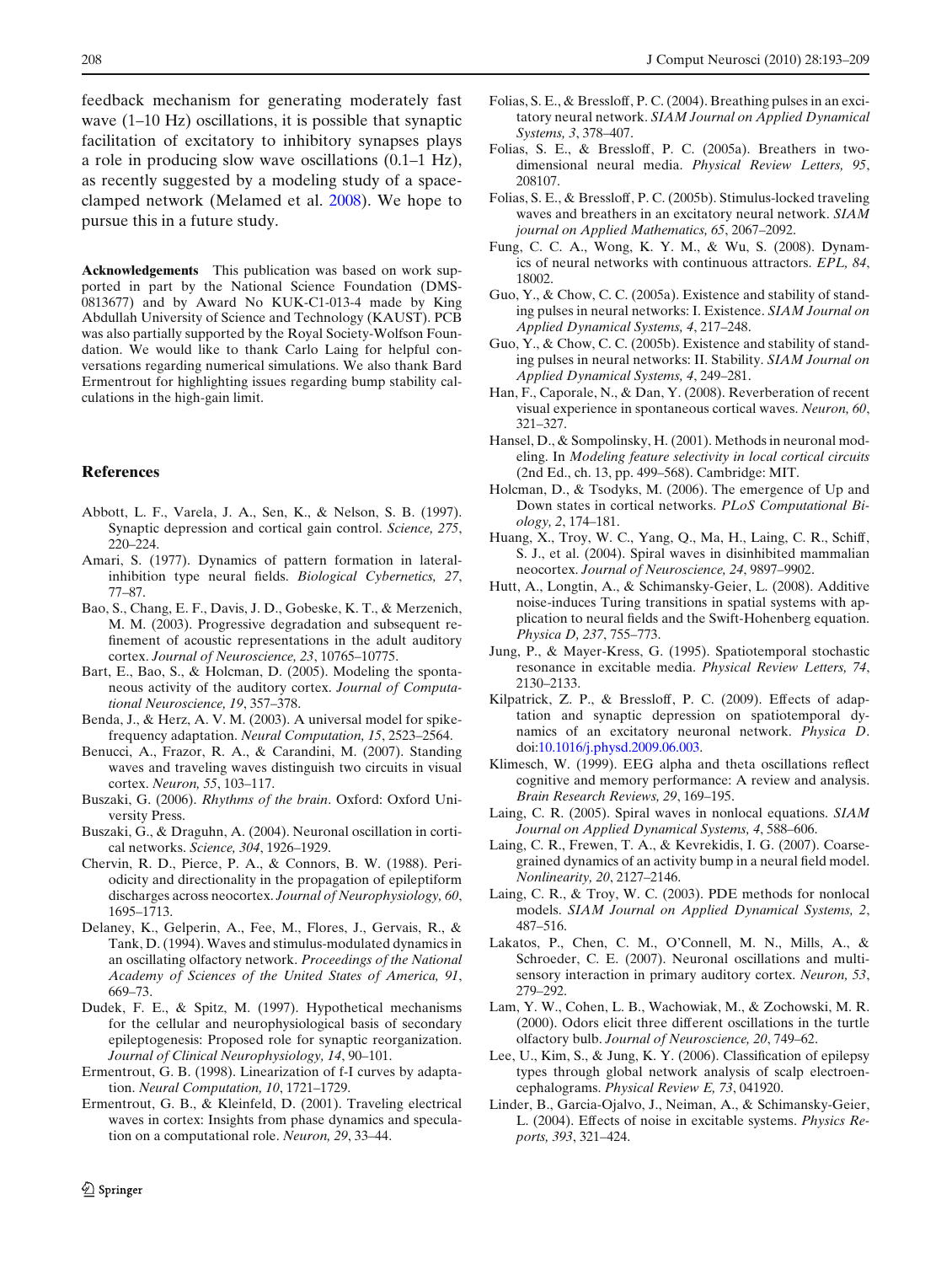feedback mechanism for generating moderately fast wave (1–10 Hz) oscillations, it is possible that synaptic facilitation of excitatory to inhibitory synapses plays a role in producing slow wave oscillations (0.1–1 Hz), as recently suggested by a modeling study of a space-clamped network (Melamed et al. 2008). We hope to pursue this in a future study.

**Acknowledgements** This publication was based on work supported in part by the National Science Foundation (DMS-0813677) and by Award No KUK-C1-013-4 made by King Abdullah University of Science and Technology (KAUST). PCB was also partially supported by the Royal Society-Wolfson Foundation. We would like to thank Carlo Laing for helpful conversations regarding numerical simulations. We also thank Bard Ermentrout for highlighting issues regarding bump stability calculations in the high-gain limit.

## References

Abbott, L. F., Varela, J. A., Sen, K., & Nelson, S. B. (1997). Synaptic depression and cortical gain control. *Science, 275*, 220–224.

Amari, S. (1977). Dynamics of pattern formation in lateral-inhibition type neural fields. *Biological Cybernetics, 27*, 77–87.

Bao, S., Chang, E. F., Davis, J. D., Gobeske, K. T., & Merzenich, M. M. (2003). Progressive degradation and subsequent refinement of acoustic representations in the adult auditory cortex. *Journal of Neuroscience, 23*, 10765–10775.

Bart, E., Bao, S., & Holcman, D. (2005). Modeling the spontaneous activity of the auditory cortex. *Journal of Computational Neuroscience, 19*, 357–378.

Benda, J., & Herz, A. V. M. (2003). A universal model for spike-frequency adaptation. *Neural Computation, 15*, 2523–2564.

Benucci, A., Frazor, R. A., & Carandini, M. (2007). Standing waves and traveling waves distinguish two circuits in visual cortex. *Neuron, 55*, 103–117.

Buszaki, G. (2006). *Rhythms of the brain*. Oxford: Oxford University Press.

Buszaki, G., & Draguhn, A. (2004). Neuronal oscillation in cortical networks. *Science, 304*, 1926–1929.

Chervin, R. D., Pierce, P. A., & Connors, B. W. (1988). Periodicity and directionality in the propagation of epileptiform discharges across neocortex. *Journal of Neurophysiology, 60*, 1695–1713.

Delaney, K., Gelperin, A., Fee, M., Flores, J., Gervais, R., & Tank, D. (1994). Waves and stimulus-modulated dynamics in an oscillating olfactory network. *Proceedings of the National Academy of Sciences of the United States of America, 91*, 669–73.

Dudek, F. E., & Spitz, M. (1997). Hypothetical mechanisms for the cellular and neurophysiological basis of secondary epileptogenesis: Proposed role for synaptic reorganization. *Journal of Clinical Neurophysiology, 14*, 90–101.

Ermentrout, G. B. (1998). Linearization of f-I curves by adaptation. *Neural Computation, 10*, 1721–1729.

Ermentrout, G. B., & Kleinfeld, D. (2001). Traveling electrical waves in cortex: Insights from phase dynamics and speculation on a computational role. *Neuron, 29*, 33–44.

Folias, S. E., & Bressloff, P. C. (2004). Breathing pulses in an excitatory neural network. *SIAM Journal on Applied Dynamical Systems, 3*, 378–407.

Folias, S. E., & Bressloff, P. C. (2005a). Breathers in two-dimensional neural media. *Physical Review Letters, 95*, 208107.

Folias, S. E., & Bressloff, P. C. (2005b). Stimulus-locked traveling waves and breathers in an excitatory neural network. *SIAM journal on Applied Mathematics, 65*, 2067–2092.

Fung, C. C. A., Wong, K. Y. M., & Wu, S. (2008). Dynamics of neural networks with continuous attractors. *EPL, 84*, 18002.

Guo, Y., & Chow, C. C. (2005a). Existence and stability of standing pulses in neural networks: I. Existence. *SIAM Journal on Applied Dynamical Systems, 4*, 217–248.

Guo, Y., & Chow, C. C. (2005b). Existence and stability of standing pulses in neural networks: II. Stability. *SIAM Journal on Applied Dynamical Systems, 4*, 249–281.

Han, F., Caporale, N., & Dan, Y. (2008). Reverberation of recent visual experience in spontaneous cortical waves. *Neuron, 60*, 321–327.

Hansel, D., & Sompolinsky, H. (2001). Methods in neuronal modeling. In *Modeling feature selectivity in local cortical circuits* (2nd Ed., ch. 13, pp. 499–568). Cambridge: MIT.

Holcman, D., & Tsodyks, M. (2006). The emergence of Up and Down states in cortical networks. *PLoS Computational Biology, 2*, 174–181.

Huang, X., Troy, W. C., Yang, Q., Ma, H., Laing, C. R., Schiff, S. J., et al. (2004). Spiral waves in disinhibited mammalian neocortex. *Journal of Neuroscience, 24*, 9897–9902.

Hutt, A., Longtin, A., & Schimansky-Geier, L. (2008). Additive noise-induces Turing transitions in spatial systems with application to neural fields and the Swift-Hohenberg equation. *Physica D, 237*, 755–773.

Jung, P., & Mayer-Kress, G. (1995). Spatiotemporal stochastic resonance in excitable media. *Physical Review Letters, 74*, 2130–2133.

Kilpatrick, Z. P., & Bressloff, P. C. (2009). Effects of adaptation and synaptic depression on spatiotemporal dynamics of an excitatory neuronal network. *Physica D*. doi:10.1016/j.physd.2009.06.003.

Klimesch, W. (1999). EEG alpha and theta oscillations reflect cognitive and memory performance: A review and analysis. *Brain Research Reviews, 29*, 169–195.

Laing, C. R. (2005). Spiral waves in nonlocal equations. *SIAM Journal on Applied Dynamical Systems, 4*, 588–606.

Laing, C. R., Frewen, T. A., & Kevrekidis, I. G. (2007). Coarse-grained dynamics of an activity bump in a neural field model. *Nonlinearity, 20*, 2127–2146.

Laing, C. R., & Troy, W. C. (2003). PDE methods for nonlocal models. *SIAM Journal on Applied Dynamical Systems, 2*, 487–516.

Lakatos, P., Chen, C. M., O'Connell, M. N., Mills, A., & Schroeder, C. E. (2007). Neuronal oscillations and multisensory interaction in primary auditory cortex. *Neuron, 53*, 279–292.

Lam, Y. W., Cohen, L. B., Wachowiak, M., & Zochowski, M. R. (2000). Odors elicit three different oscillations in the turtle olfactory bulb. *Journal of Neuroscience, 20*, 749–62.

Lee, U., Kim, S., & Jung, K. Y. (2006). Classification of epilepsy types through global network analysis of scalp electroencephalograms. *Physical Review E, 73*, 041920.

Linder, B., Garcia-Ojalvo, J., Neiman, A., & Schimansky-Geier, L. (2004). Effects of noise in excitable systems. *Physics Reports, 393*, 321–424.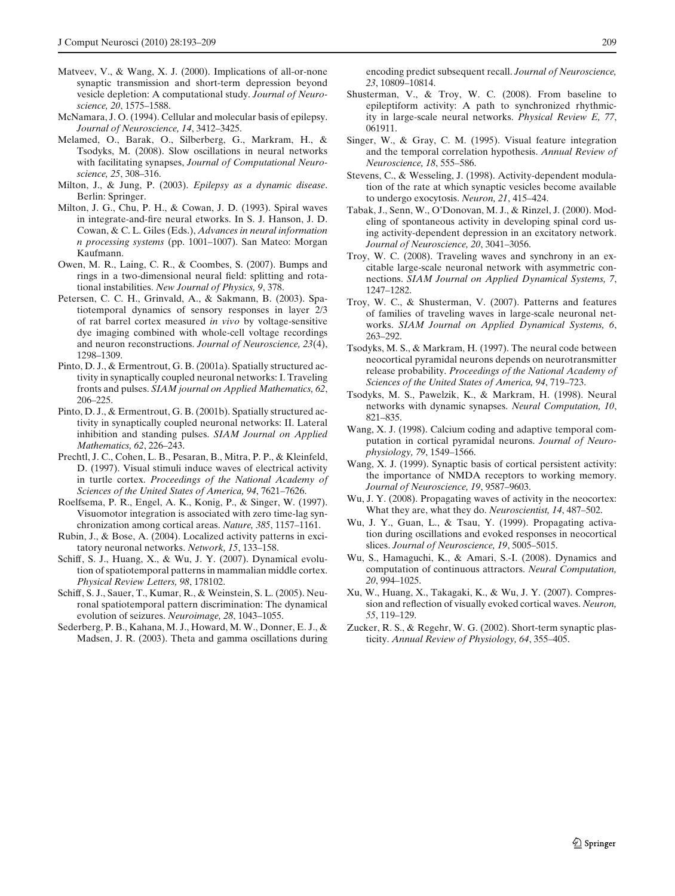Matveev, V., & Wang, X. J. (2000). Implications of all-or-none synaptic transmission and short-term depression beyond vesicle depletion: A computational study. *Journal of Neuroscience, 20*, 1575–1588.

McNamara, J. O. (1994). Cellular and molecular basis of epilepsy. *Journal of Neuroscience, 14*, 3412–3425.

Melamed, O., Barak, O., Silberberg, G., Markram, H., & Tsodyks, M. (2008). Slow oscillations in neural networks with facilitating synapses, *Journal of Computational Neuroscience, 25*, 308–316.

Milton, J., & Jung, P. (2003). *Epilepsy as a dynamic disease*. Berlin: Springer.

Milton, J. G., Chu, P. H., & Cowan, J. D. (1993). Spiral waves in integrate-and-fire neural etworks. In S. J. Hanson, J. D. Cowan, & C. L. Giles (Eds.), *Advances in neural information n processing systems* (pp. 1001–1007). San Mateo: Morgan Kaufmann.

Owen, M. R., Laing, C. R., & Coombes, S. (2007). Bumps and rings in a two-dimensional neural field: splitting and rotational instabilities. *New Journal of Physics, 9*, 378.

Petersen, C. C. H., Grinvald, A., & Sakmann, B. (2003). Spatiotemporal dynamics of sensory responses in layer 2/3 of rat barrel cortex measured *in vivo* by voltage-sensitive dye imaging combined with whole-cell voltage recordings and neuron reconstructions. *Journal of Neuroscience, 23*(4), 1298–1309.

Pinto, D. J., & Ermentrout, G. B. (2001a). Spatially structured activity in synaptically coupled neuronal networks: I. Traveling fronts and pulses. *SIAM journal on Applied Mathematics, 62*, 206–225.

Pinto, D. J., & Ermentrout, G. B. (2001b). Spatially structured activity in synaptically coupled neuronal networks: II. Lateral inhibition and standing pulses. *SIAM Journal on Applied Mathematics, 62*, 226–243.

Prechtl, J. C., Cohen, L. B., Pesaran, B., Mitra, P. P., & Kleinfeld, D. (1997). Visual stimuli induce waves of electrical activity in turtle cortex. *Proceedings of the National Academy of Sciences of the United States of America, 94*, 7621–7626.

Roelfsema, P. R., Engel, A. K., Konig, P., & Singer, W. (1997). Visuomotor integration is associated with zero time-lag synchronization among cortical areas. *Nature, 385*, 1157–1161.

Rubin, J., & Bose, A. (2004). Localized activity patterns in excitatory neuronal networks. *Network, 15*, 133–158.

Schiff, S. J., Huang, X., & Wu, J. Y. (2007). Dynamical evolution of spatiotemporal patterns in mammalian middle cortex. *Physical Review Letters, 98*, 178102.

Schiff, S. J., Sauer, T., Kumar, R., & Weinstein, S. L. (2005). Neuronal spatiotemporal pattern discrimination: The dynamical evolution of seizures. *Neuroimage, 28*, 1043–1055.

Sederberg, P. B., Kahana, M. J., Howard, M. W., Donner, E. J., & Madsen, J. R. (2003). Theta and gamma oscillations during encoding predict subsequent recall. *Journal of Neuroscience, 23*, 10809–10814.

Shusterman, V., & Troy, W. C. (2008). From baseline to epileptiform activity: A path to synchronized rhythmicity in large-scale neural networks. *Physical Review E, 77*, 061911.

Singer, W., & Gray, C. M. (1995). Visual feature integration and the temporal correlation hypothesis. *Annual Review of Neuroscience, 18*, 555–586.

Stevens, C., & Wesseling, J. (1998). Activity-dependent modulation of the rate at which synaptic vesicles become available to undergo exocytosis. *Neuron, 21*, 415–424.

Tabak, J., Senn, W., O'Donovan, M. J., & Rinzel, J. (2000). Modeling of spontaneous activity in developing spinal cord using activity-dependent depression in an excitatory network. *Journal of Neuroscience, 20*, 3041–3056.

Troy, W. C. (2008). Traveling waves and synchrony in an excitable large-scale neuronal network with asymmetric connections. *SIAM Journal on Applied Dynamical Systems, 7*, 1247–1282.

Troy, W. C., & Shusterman, V. (2007). Patterns and features of families of traveling waves in large-scale neuronal networks. *SIAM Journal on Applied Dynamical Systems, 6*, 263–292.

Tsodyks, M. S., & Markram, H. (1997). The neural code between neocortical pyramidal neurons depends on neurotransmitter release probability. *Proceedings of the National Academy of Sciences of the United States of America, 94*, 719–723.

Tsodyks, M. S., Pawelzik, K., & Markram, H. (1998). Neural networks with dynamic synapses. *Neural Computation, 10*, 821–835.

Wang, X. J. (1998). Calcium coding and adaptive temporal computation in cortical pyramidal neurons. *Journal of Neurophysiology, 79*, 1549–1566.

Wang, X. J. (1999). Synaptic basis of cortical persistent activity: the importance of NMDA receptors to working memory. *Journal of Neuroscience, 19*, 9587–9603.

Wu, J. Y. (2008). Propagating waves of activity in the neocortex: What they are, what they do. *Neuroscientist, 14*, 487–502.

Wu, J. Y., Guan, L., & Tsau, Y. (1999). Propagating activation during oscillations and evoked responses in neocortical slices. *Journal of Neuroscience, 19*, 5005–5015.

Wu, S., Hamaguchi, K., & Amari, S.-I. (2008). Dynamics and computation of continuous attractors. *Neural Computation, 20*, 994–1025.

Xu, W., Huang, X., Takagaki, K., & Wu, J. Y. (2007). Compression and reflection of visually evoked cortical waves. *Neuron, 55*, 119–129.

Zucker, R. S., & Regehr, W. G. (2002). Short-term synaptic plasticity. *Annual Review of Physiology, 64*, 355–405.